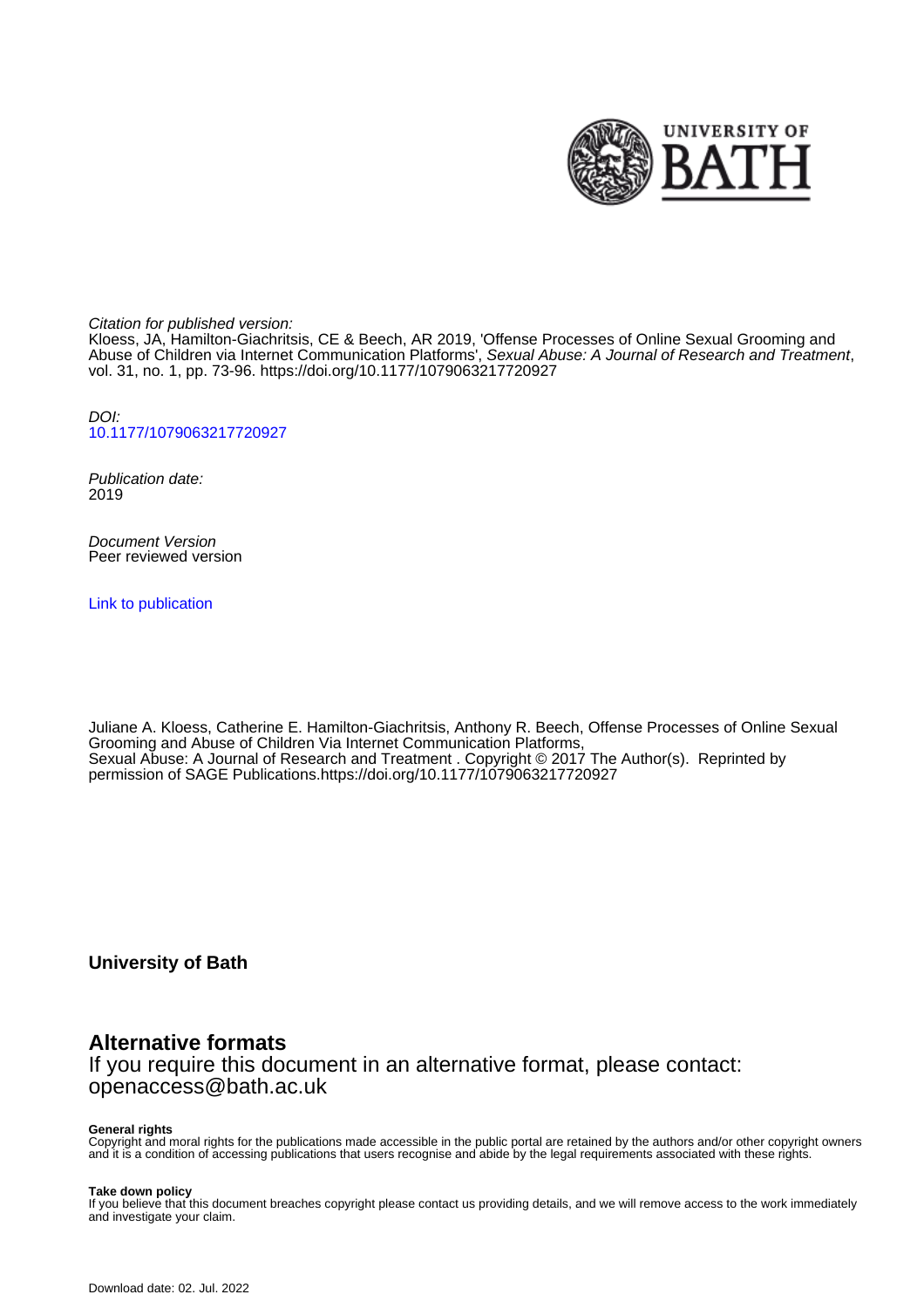Citation for published version:
Kloess, JA, Hamilton-Giachritsis, CE & Beech, AR 2019, 'Offense Processes of Online Sexual Grooming and Abuse of Children via Internet Communication Platforms', *Sexual Abuse: A Journal of Research and Treatment*, vol. 31, no. 1, pp. 73-96. https://doi.org/10.1177/1079063217720927

DOI:
[10.1177/1079063217720927](https://doi.org/10.1177/1079063217720927)

Publication date:
2019

Document Version
Peer reviewed version

[Link to publication](#)

Juliane A. Kloess, Catherine E. Hamilton-Giachritsis, Anthony R. Beech, Offense Processes of Online Sexual Grooming and Abuse of Children Via Internet Communication Platforms, Sexual Abuse: A Journal of Research and Treatment . Copyright © 2017 The Author(s). Reprinted by permission of SAGE Publications.https://doi.org/10.1177/1079063217720927

**University of Bath**

## Alternative formats

If you require this document in an alternative format, please contact:
openaccess@bath.ac.uk

**General rights**
Copyright and moral rights for the publications made accessible in the public portal are retained by the authors and/or other copyright owners and it is a condition of accessing publications that users recognise and abide by the legal requirements associated with these rights.

**Take down policy**
If you believe that this document breaches copyright please contact us providing details, and we will remove access to the work immediately and investigate your claim.

Download date: 02. Jul. 2022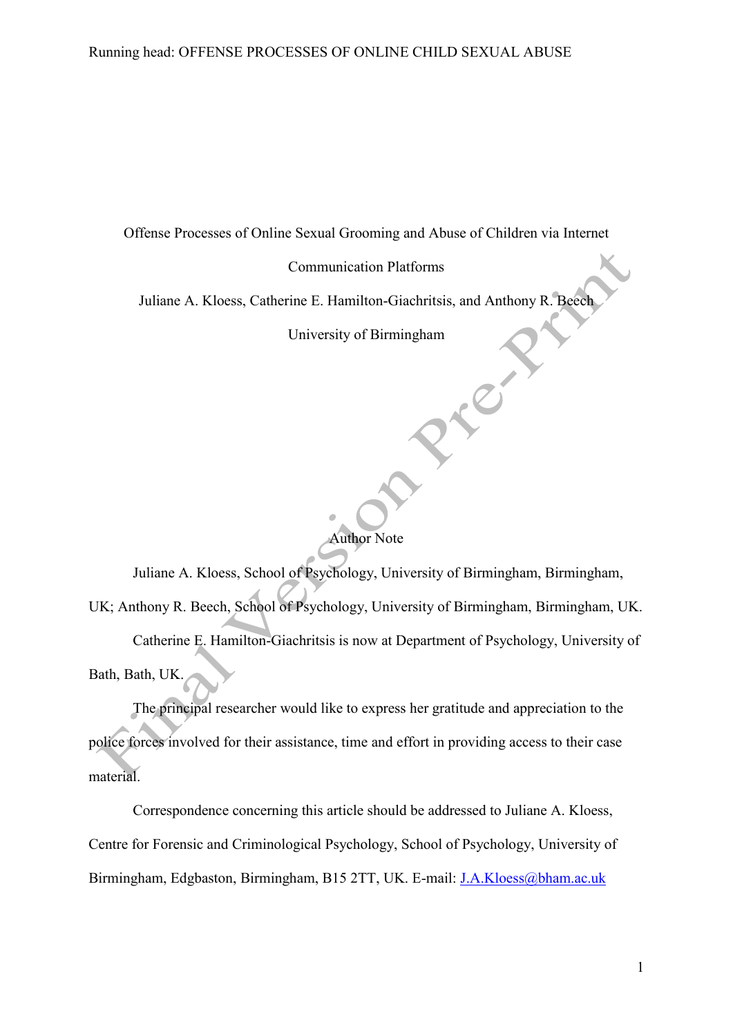Offense Processes of Online Sexual Grooming and Abuse of Children via Internet Communication Platforms

Juliane A. Kloess, Catherine E. Hamilton-Giachritsis, and Anthony R. Beech

University of Birmingham

Author Note

Juliane A. Kloess, School of Psychology, University of Birmingham, Birmingham, UK; Anthony R. Beech, School of Psychology, University of Birmingham, Birmingham, UK.

Catherine E. Hamilton-Giachritsis is now at Department of Psychology, University of Bath, Bath, UK.

The principal researcher would like to express her gratitude and appreciation to the police forces involved for their assistance, time and effort in providing access to their case material.

Correspondence concerning this article should be addressed to Juliane A. Kloess, Centre for Forensic and Criminological Psychology, School of Psychology, University of Birmingham, Edgbaston, Birmingham, B15 2TT, UK. E-mail: J.A.Kloess@bham.ac.uk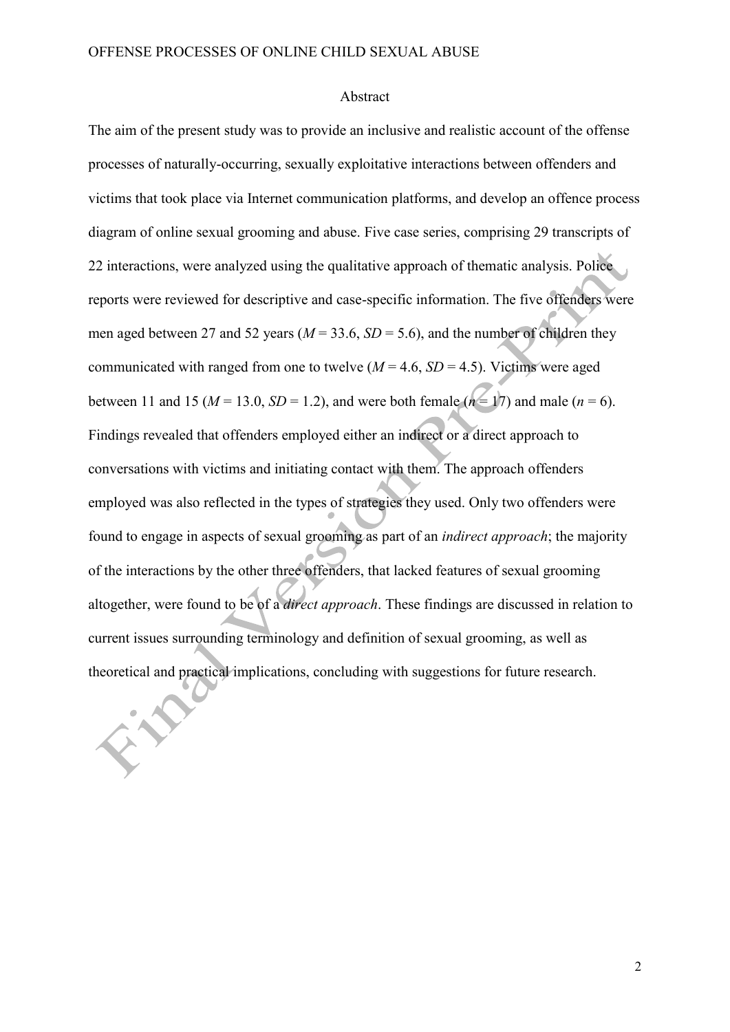## Abstract

The aim of the present study was to provide an inclusive and realistic account of the offense processes of naturally-occurring, sexually exploitative interactions between offenders and victims that took place via Internet communication platforms, and develop an offence process diagram of online sexual grooming and abuse. Five case series, comprising 29 transcripts of 22 interactions, were analyzed using the qualitative approach of thematic analysis. Police reports were reviewed for descriptive and case-specific information. The five offenders were men aged between 27 and 52 years ($M$ = 33.6, $SD$ = 5.6), and the number of children they communicated with ranged from one to twelve ($M$ = 4.6, $SD$ = 4.5). Victims were aged between 11 and 15 ($M$ = 13.0, $SD$ = 1.2), and were both female ($n$ = 17) and male ($n$ = 6). Findings revealed that offenders employed either an indirect or a direct approach to conversations with victims and initiating contact with them. The approach offenders employed was also reflected in the types of strategies they used. Only two offenders were found to engage in aspects of sexual grooming as part of an *indirect approach*; the majority of the interactions by the other three offenders, that lacked features of sexual grooming altogether, were found to be of a *direct approach*. These findings are discussed in relation to current issues surrounding terminology and definition of sexual grooming, as well as theoretical and practical implications, concluding with suggestions for future research.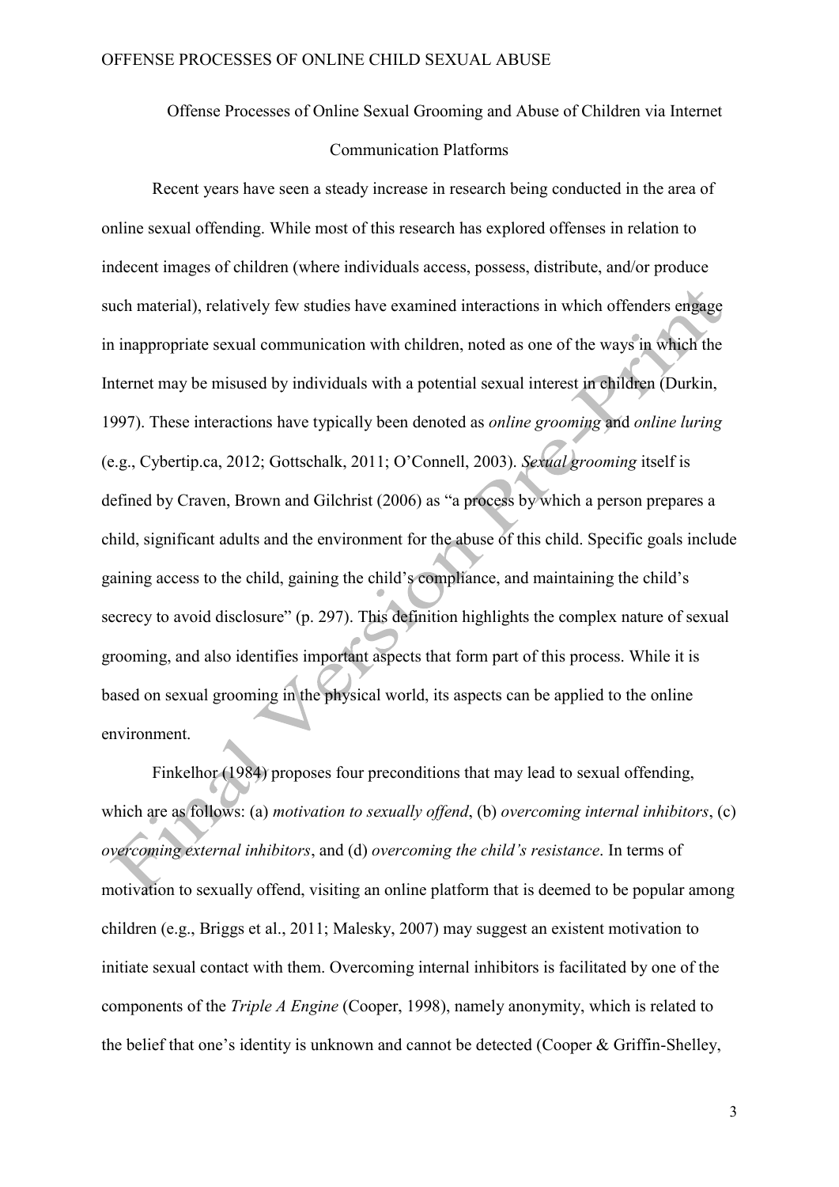Offense Processes of Online Sexual Grooming and Abuse of Children via Internet Communication Platforms

Recent years have seen a steady increase in research being conducted in the area of online sexual offending. While most of this research has explored offenses in relation to indecent images of children (where individuals access, possess, distribute, and/or produce such material), relatively few studies have examined interactions in which offenders engage in inappropriate sexual communication with children, noted as one of the ways in which the Internet may be misused by individuals with a potential sexual interest in children (Durkin, 1997). These interactions have typically been denoted as *online grooming* and *online luring* (e.g., Cybertip.ca, 2012; Gottschalk, 2011; O'Connell, 2003). *Sexual grooming* itself is defined by Craven, Brown and Gilchrist (2006) as "a process by which a person prepares a child, significant adults and the environment for the abuse of this child. Specific goals include gaining access to the child, gaining the child's compliance, and maintaining the child's secrecy to avoid disclosure" (p. 297). This definition highlights the complex nature of sexual grooming, and also identifies important aspects that form part of this process. While it is based on sexual grooming in the physical world, its aspects can be applied to the online environment.

Finkelhor (1984) proposes four preconditions that may lead to sexual offending, which are as follows: (a) *motivation to sexually offend*, (b) *overcoming internal inhibitors*, (c) *overcoming external inhibitors*, and (d) *overcoming the child's resistance*. In terms of motivation to sexually offend, visiting an online platform that is deemed to be popular among children (e.g., Briggs et al., 2011; Malesky, 2007) may suggest an existent motivation to initiate sexual contact with them. Overcoming internal inhibitors is facilitated by one of the components of the *Triple A Engine* (Cooper, 1998), namely anonymity, which is related to the belief that one's identity is unknown and cannot be detected (Cooper & Griffin-Shelley,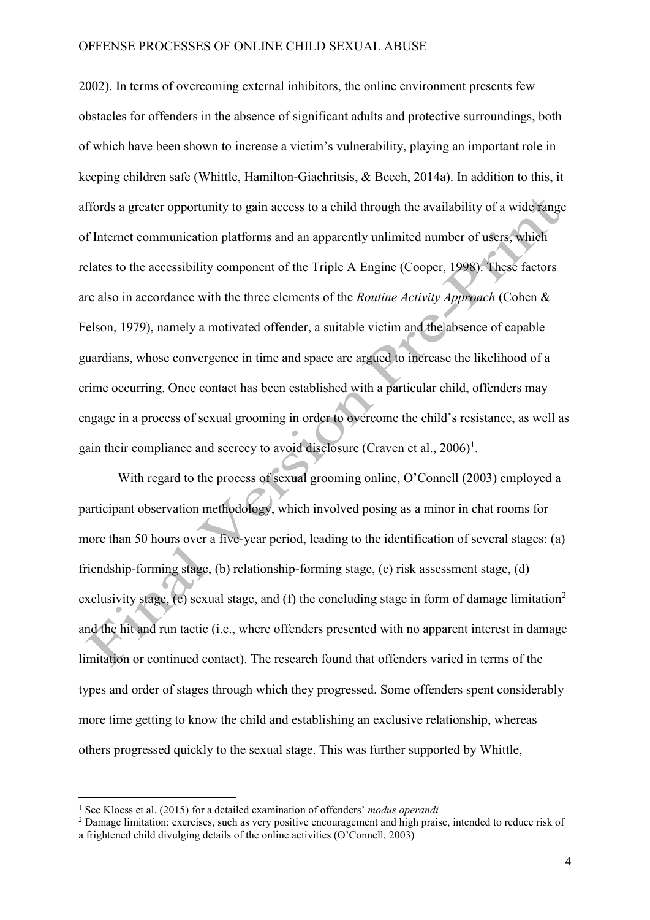2002). In terms of overcoming external inhibitors, the online environment presents few obstacles for offenders in the absence of significant adults and protective surroundings, both of which have been shown to increase a victim's vulnerability, playing an important role in keeping children safe (Whittle, Hamilton-Giachritsis, & Beech, 2014a). In addition to this, it affords a greater opportunity to gain access to a child through the availability of a wide range of Internet communication platforms and an apparently unlimited number of users, which relates to the accessibility component of the Triple A Engine (Cooper, 1998). These factors are also in accordance with the three elements of the *Routine Activity Approach* (Cohen & Felson, 1979), namely a motivated offender, a suitable victim and the absence of capable guardians, whose convergence in time and space are argued to increase the likelihood of a crime occurring. Once contact has been established with a particular child, offenders may engage in a process of sexual grooming in order to overcome the child's resistance, as well as gain their compliance and secrecy to avoid disclosure (Craven et al., 2006)[1].

With regard to the process of sexual grooming online, O'Connell (2003) employed a participant observation methodology, which involved posing as a minor in chat rooms for more than 50 hours over a five-year period, leading to the identification of several stages: (a) friendship-forming stage, (b) relationship-forming stage, (c) risk assessment stage, (d) exclusivity stage, (e) sexual stage, and (f) the concluding stage in form of damage limitation[2] and the hit and run tactic (i.e., where offenders presented with no apparent interest in damage limitation or continued contact). The research found that offenders varied in terms of the types and order of stages through which they progressed. Some offenders spent considerably more time getting to know the child and establishing an exclusive relationship, whereas others progressed quickly to the sexual stage. This was further supported by Whittle,

---

[1] See Kloess et al. (2015) for a detailed examination of offenders' *modus operandi*

[2] Damage limitation: exercises, such as very positive encouragement and high praise, intended to reduce risk of a frightened child divulging details of the online activities (O'Connell, 2003)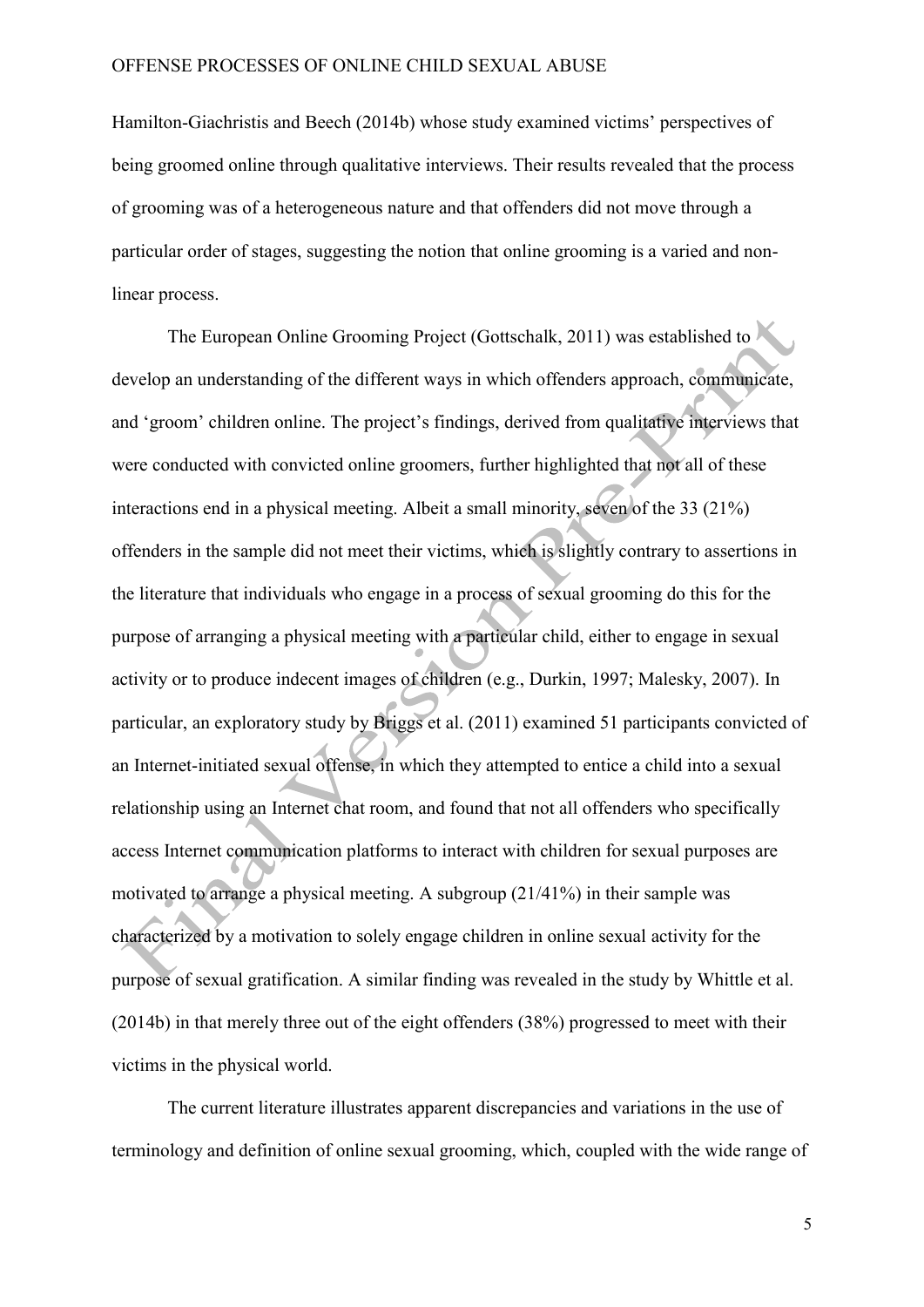Hamilton-Giachristis and Beech (2014b) whose study examined victims' perspectives of being groomed online through qualitative interviews. Their results revealed that the process of grooming was of a heterogeneous nature and that offenders did not move through a particular order of stages, suggesting the notion that online grooming is a varied and non-linear process.

The European Online Grooming Project (Gottschalk, 2011) was established to develop an understanding of the different ways in which offenders approach, communicate, and 'groom' children online. The project's findings, derived from qualitative interviews that were conducted with convicted online groomers, further highlighted that not all of these interactions end in a physical meeting. Albeit a small minority, seven of the 33 (21%) offenders in the sample did not meet their victims, which is slightly contrary to assertions in the literature that individuals who engage in a process of sexual grooming do this for the purpose of arranging a physical meeting with a particular child, either to engage in sexual activity or to produce indecent images of children (e.g., Durkin, 1997; Malesky, 2007). In particular, an exploratory study by Briggs et al. (2011) examined 51 participants convicted of an Internet-initiated sexual offense, in which they attempted to entice a child into a sexual relationship using an Internet chat room, and found that not all offenders who specifically access Internet communication platforms to interact with children for sexual purposes are motivated to arrange a physical meeting. A subgroup (21/41%) in their sample was characterized by a motivation to solely engage children in online sexual activity for the purpose of sexual gratification. A similar finding was revealed in the study by Whittle et al. (2014b) in that merely three out of the eight offenders (38%) progressed to meet with their victims in the physical world.

The current literature illustrates apparent discrepancies and variations in the use of terminology and definition of online sexual grooming, which, coupled with the wide range of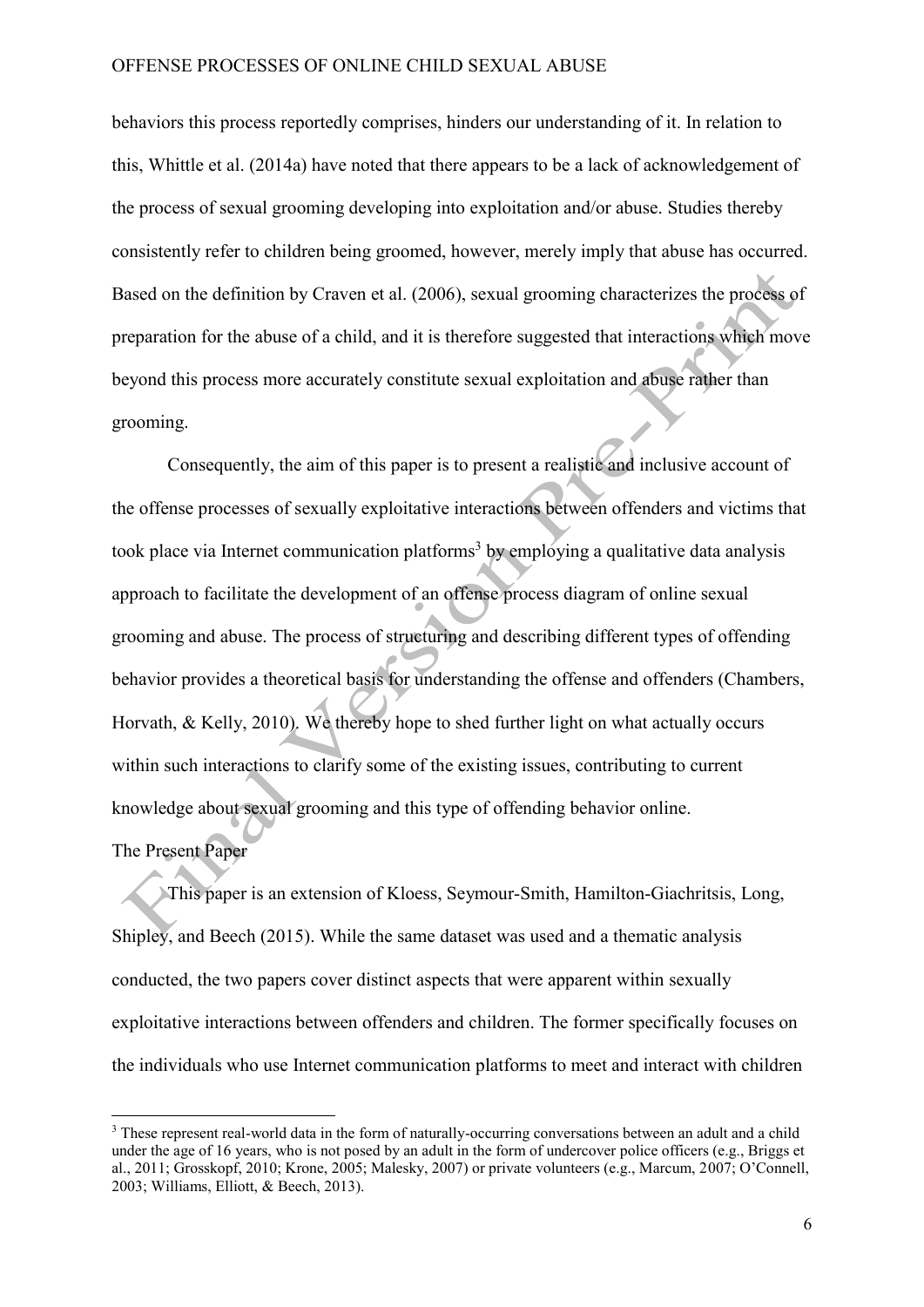behaviors this process reportedly comprises, hinders our understanding of it. In relation to this, Whittle et al. (2014a) have noted that there appears to be a lack of acknowledgement of the process of sexual grooming developing into exploitation and/or abuse. Studies thereby consistently refer to children being groomed, however, merely imply that abuse has occurred. Based on the definition by Craven et al. (2006), sexual grooming characterizes the process of preparation for the abuse of a child, and it is therefore suggested that interactions which move beyond this process more accurately constitute sexual exploitation and abuse rather than grooming.

Consequently, the aim of this paper is to present a realistic and inclusive account of the offense processes of sexually exploitative interactions between offenders and victims that took place via Internet communication platforms[3] by employing a qualitative data analysis approach to facilitate the development of an offense process diagram of online sexual grooming and abuse. The process of structuring and describing different types of offending behavior provides a theoretical basis for understanding the offense and offenders (Chambers, Horvath, & Kelly, 2010). We thereby hope to shed further light on what actually occurs within such interactions to clarify some of the existing issues, contributing to current knowledge about sexual grooming and this type of offending behavior online.

## The Present Paper

This paper is an extension of Kloess, Seymour-Smith, Hamilton-Giachritsis, Long, Shipley, and Beech (2015). While the same dataset was used and a thematic analysis conducted, the two papers cover distinct aspects that were apparent within sexually exploitative interactions between offenders and children. The former specifically focuses on the individuals who use Internet communication platforms to meet and interact with children

[3] These represent real-world data in the form of naturally-occurring conversations between an adult and a child under the age of 16 years, who is not posed by an adult in the form of undercover police officers (e.g., Briggs et al., 2011; Grosskopf, 2010; Krone, 2005; Malesky, 2007) or private volunteers (e.g., Marcum, 2007; O'Connell, 2003; Williams, Elliott, & Beech, 2013).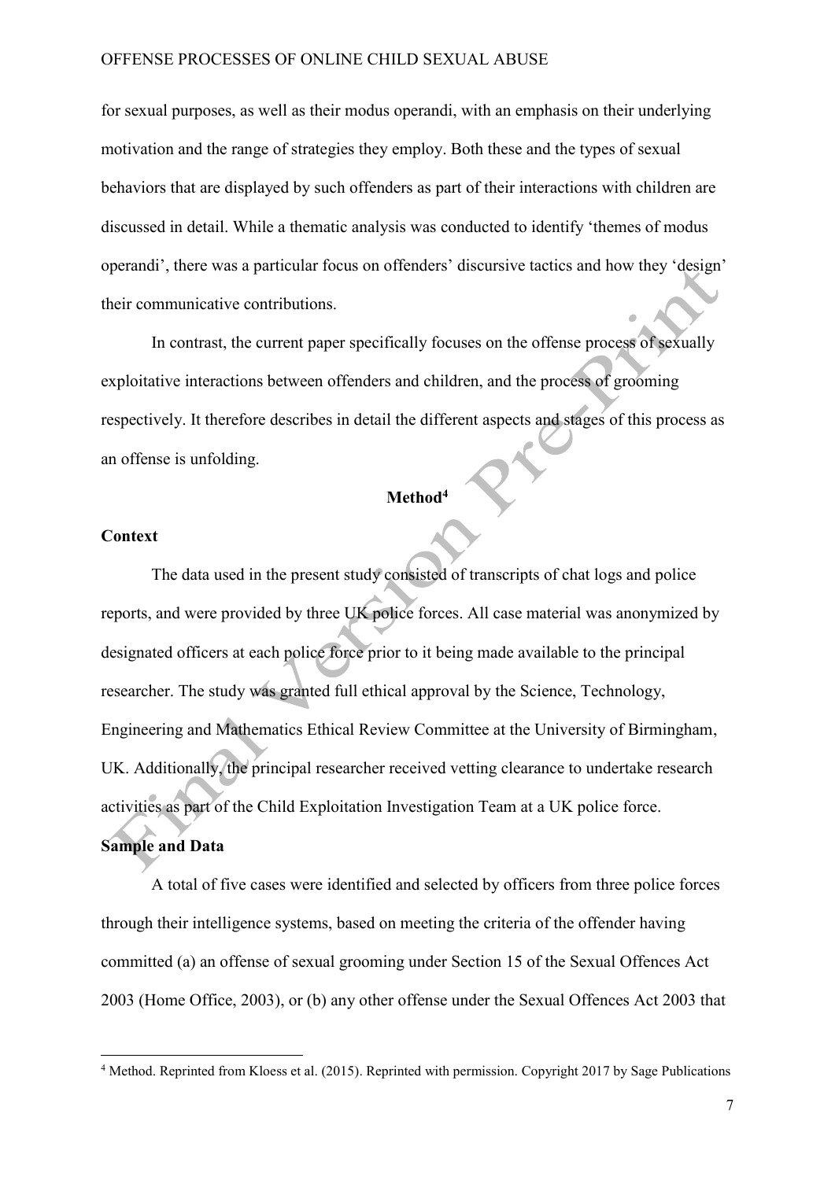for sexual purposes, as well as their modus operandi, with an emphasis on their underlying motivation and the range of strategies they employ. Both these and the types of sexual behaviors that are displayed by such offenders as part of their interactions with children are discussed in detail. While a thematic analysis was conducted to identify 'themes of modus operandi', there was a particular focus on offenders' discursive tactics and how they 'design' their communicative contributions.

In contrast, the current paper specifically focuses on the offense process of sexually exploitative interactions between offenders and children, and the process of grooming respectively. It therefore describes in detail the different aspects and stages of this process as an offense is unfolding.

## Method[4]

### Context

The data used in the present study consisted of transcripts of chat logs and police reports, and were provided by three UK police forces. All case material was anonymized by designated officers at each police force prior to it being made available to the principal researcher. The study was granted full ethical approval by the Science, Technology, Engineering and Mathematics Ethical Review Committee at the University of Birmingham, UK. Additionally, the principal researcher received vetting clearance to undertake research activities as part of the Child Exploitation Investigation Team at a UK police force.

### Sample and Data

A total of five cases were identified and selected by officers from three police forces through their intelligence systems, based on meeting the criteria of the offender having committed (a) an offense of sexual grooming under Section 15 of the Sexual Offences Act 2003 (Home Office, 2003), or (b) any other offense under the Sexual Offences Act 2003 that

[4] Method. Reprinted from Kloess et al. (2015). Reprinted with permission. Copyright 2017 by Sage Publications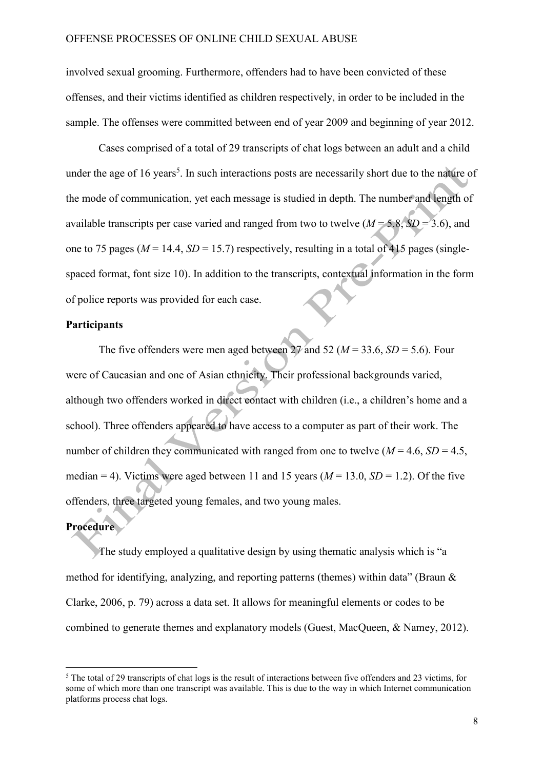involved sexual grooming. Furthermore, offenders had to have been convicted of these offenses, and their victims identified as children respectively, in order to be included in the sample. The offenses were committed between end of year 2009 and beginning of year 2012.

Cases comprised of a total of 29 transcripts of chat logs between an adult and a child under the age of 16 years[5]. In such interactions posts are necessarily short due to the nature of the mode of communication, yet each message is studied in depth. The number and length of available transcripts per case varied and ranged from two to twelve ($M$ = 5.8, $SD$ = 3.6), and one to 75 pages ($M$ = 14.4, $SD$ = 15.7) respectively, resulting in a total of 415 pages (single-spaced format, font size 10). In addition to the transcripts, contextual information in the form of police reports was provided for each case.

**Participants**

The five offenders were men aged between 27 and 52 ($M$ = 33.6, $SD$ = 5.6). Four were of Caucasian and one of Asian ethnicity. Their professional backgrounds varied, although two offenders worked in direct contact with children (i.e., a children's home and a school). Three offenders appeared to have access to a computer as part of their work. The number of children they communicated with ranged from one to twelve ($M$ = 4.6, $SD$ = 4.5, median = 4). Victims were aged between 11 and 15 years ($M$ = 13.0, $SD$ = 1.2). Of the five offenders, three targeted young females, and two young males.

**Procedure**

The study employed a qualitative design by using thematic analysis which is "a method for identifying, analyzing, and reporting patterns (themes) within data" (Braun & Clarke, 2006, p. 79) across a data set. It allows for meaningful elements or codes to be combined to generate themes and explanatory models (Guest, MacQueen, & Namey, 2012).

[5] The total of 29 transcripts of chat logs is the result of interactions between five offenders and 23 victims, for some of which more than one transcript was available. This is due to the way in which Internet communication platforms process chat logs.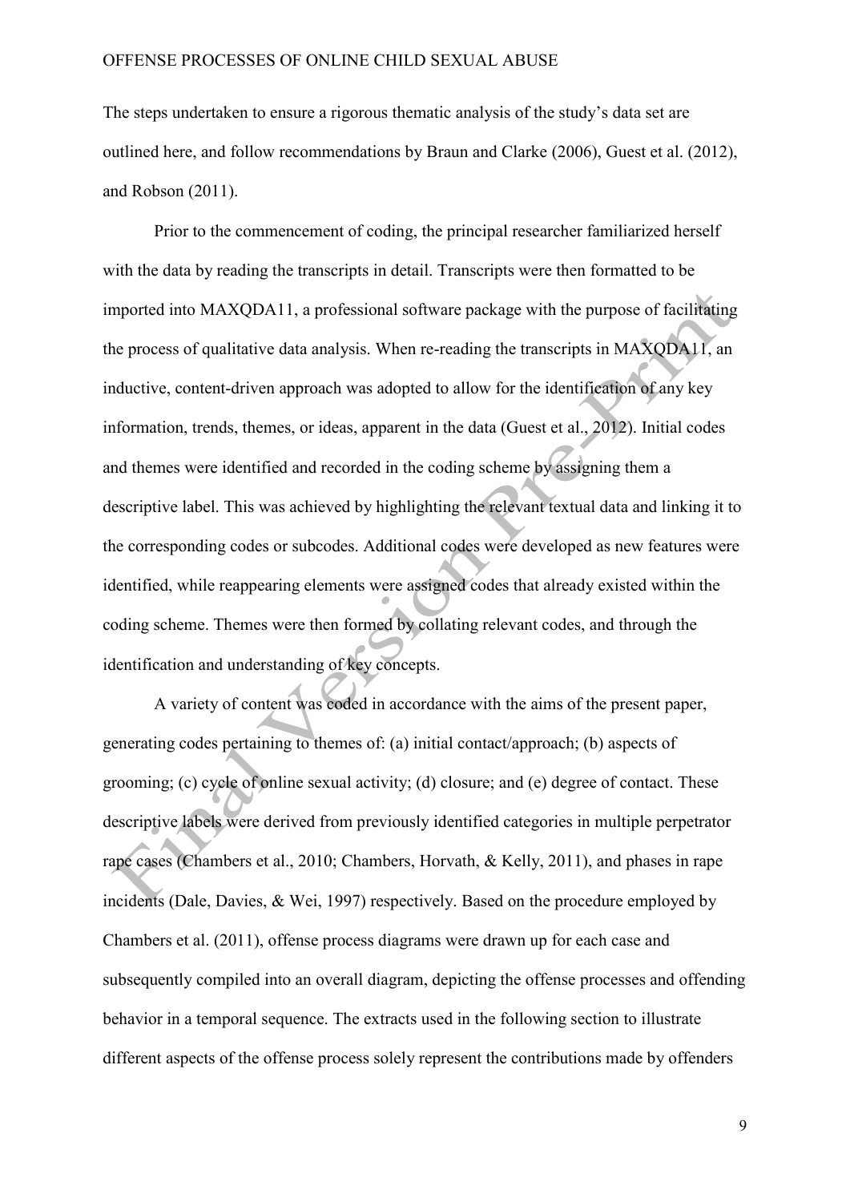The steps undertaken to ensure a rigorous thematic analysis of the study's data set are outlined here, and follow recommendations by Braun and Clarke (2006), Guest et al. (2012), and Robson (2011).

Prior to the commencement of coding, the principal researcher familiarized herself with the data by reading the transcripts in detail. Transcripts were then formatted to be imported into MAXQDA11, a professional software package with the purpose of facilitating the process of qualitative data analysis. When re-reading the transcripts in MAXQDA11, an inductive, content-driven approach was adopted to allow for the identification of any key information, trends, themes, or ideas, apparent in the data (Guest et al., 2012). Initial codes and themes were identified and recorded in the coding scheme by assigning them a descriptive label. This was achieved by highlighting the relevant textual data and linking it to the corresponding codes or subcodes. Additional codes were developed as new features were identified, while reappearing elements were assigned codes that already existed within the coding scheme. Themes were then formed by collating relevant codes, and through the identification and understanding of key concepts.

A variety of content was coded in accordance with the aims of the present paper, generating codes pertaining to themes of: (a) initial contact/approach; (b) aspects of grooming; (c) cycle of online sexual activity; (d) closure; and (e) degree of contact. These descriptive labels were derived from previously identified categories in multiple perpetrator rape cases (Chambers et al., 2010; Chambers, Horvath, & Kelly, 2011), and phases in rape incidents (Dale, Davies, & Wei, 1997) respectively. Based on the procedure employed by Chambers et al. (2011), offense process diagrams were drawn up for each case and subsequently compiled into an overall diagram, depicting the offense processes and offending behavior in a temporal sequence. The extracts used in the following section to illustrate different aspects of the offense process solely represent the contributions made by offenders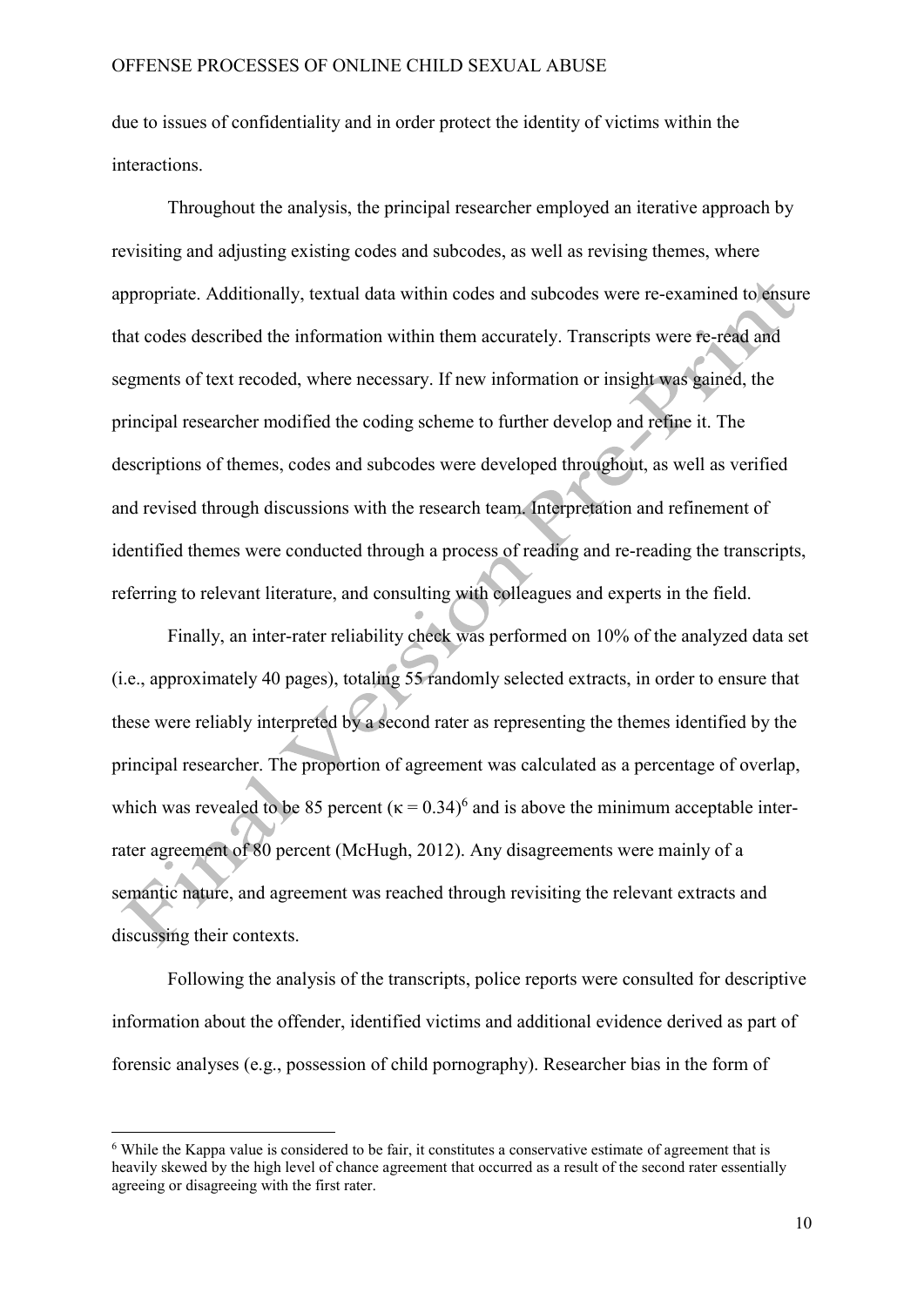due to issues of confidentiality and in order protect the identity of victims within the interactions.

Throughout the analysis, the principal researcher employed an iterative approach by revisiting and adjusting existing codes and subcodes, as well as revising themes, where appropriate. Additionally, textual data within codes and subcodes were re-examined to ensure that codes described the information within them accurately. Transcripts were re-read and segments of text recoded, where necessary. If new information or insight was gained, the principal researcher modified the coding scheme to further develop and refine it. The descriptions of themes, codes and subcodes were developed throughout, as well as verified and revised through discussions with the research team. Interpretation and refinement of identified themes were conducted through a process of reading and re-reading the transcripts, referring to relevant literature, and consulting with colleagues and experts in the field.

Finally, an inter-rater reliability check was performed on 10% of the analyzed data set (i.e., approximately 40 pages), totaling 55 randomly selected extracts, in order to ensure that these were reliably interpreted by a second rater as representing the themes identified by the principal researcher. The proportion of agreement was calculated as a percentage of overlap, which was revealed to be 85 percent ($\kappa = 0.34$)[6] and is above the minimum acceptable inter-rater agreement of 80 percent (McHugh, 2012). Any disagreements were mainly of a semantic nature, and agreement was reached through revisiting the relevant extracts and discussing their contexts.

Following the analysis of the transcripts, police reports were consulted for descriptive information about the offender, identified victims and additional evidence derived as part of forensic analyses (e.g., possession of child pornography). Researcher bias in the form of

[6] While the Kappa value is considered to be fair, it constitutes a conservative estimate of agreement that is heavily skewed by the high level of chance agreement that occurred as a result of the second rater essentially agreeing or disagreeing with the first rater.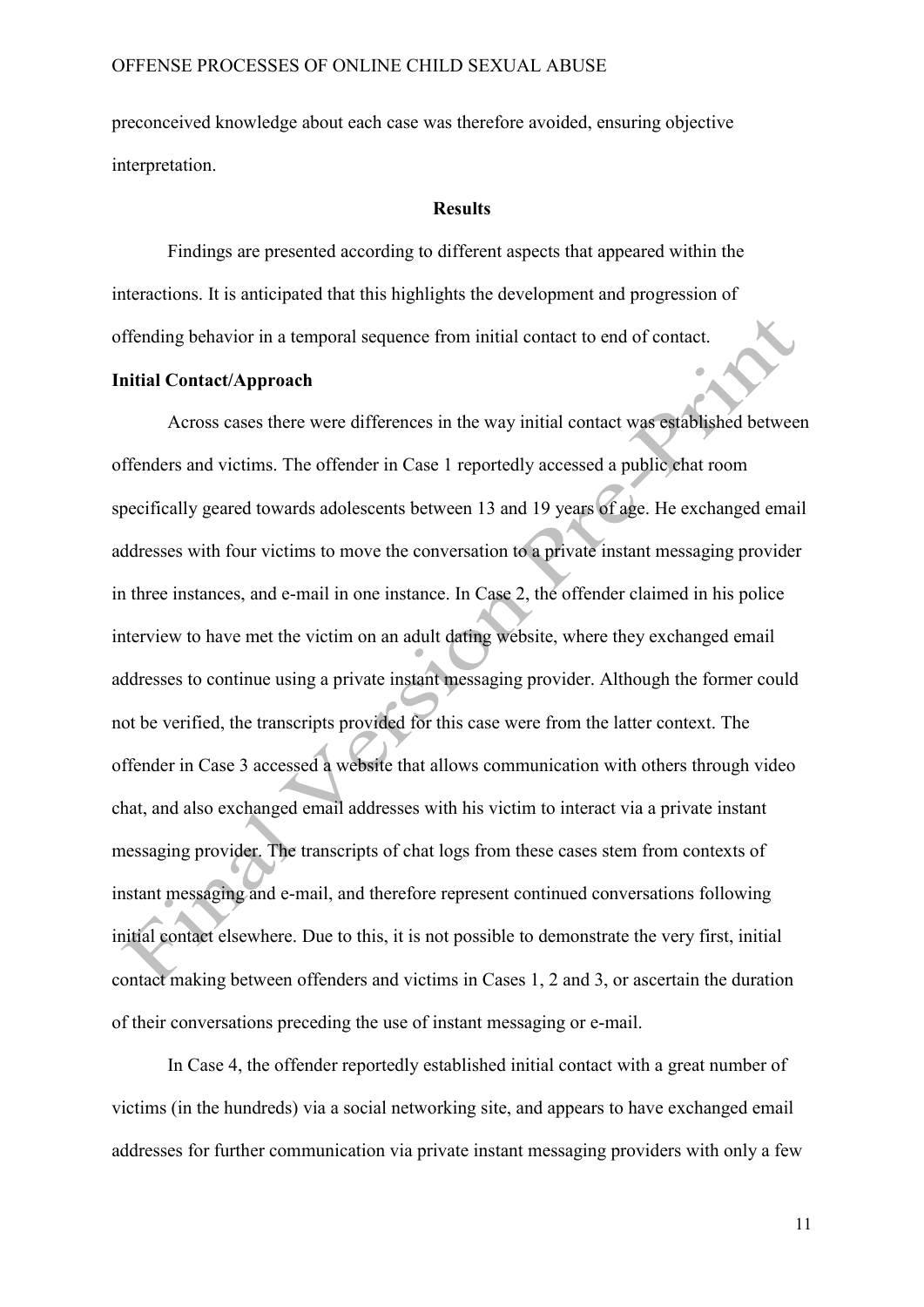preconceived knowledge about each case was therefore avoided, ensuring objective interpretation.

## Results

Findings are presented according to different aspects that appeared within the interactions. It is anticipated that this highlights the development and progression of offending behavior in a temporal sequence from initial contact to end of contact.

### Initial Contact/Approach

Across cases there were differences in the way initial contact was established between offenders and victims. The offender in Case 1 reportedly accessed a public chat room specifically geared towards adolescents between 13 and 19 years of age. He exchanged email addresses with four victims to move the conversation to a private instant messaging provider in three instances, and e-mail in one instance. In Case 2, the offender claimed in his police interview to have met the victim on an adult dating website, where they exchanged email addresses to continue using a private instant messaging provider. Although the former could not be verified, the transcripts provided for this case were from the latter context. The offender in Case 3 accessed a website that allows communication with others through video chat, and also exchanged email addresses with his victim to interact via a private instant messaging provider. The transcripts of chat logs from these cases stem from contexts of instant messaging and e-mail, and therefore represent continued conversations following initial contact elsewhere. Due to this, it is not possible to demonstrate the very first, initial contact making between offenders and victims in Cases 1, 2 and 3, or ascertain the duration of their conversations preceding the use of instant messaging or e-mail.

In Case 4, the offender reportedly established initial contact with a great number of victims (in the hundreds) via a social networking site, and appears to have exchanged email addresses for further communication via private instant messaging providers with only a few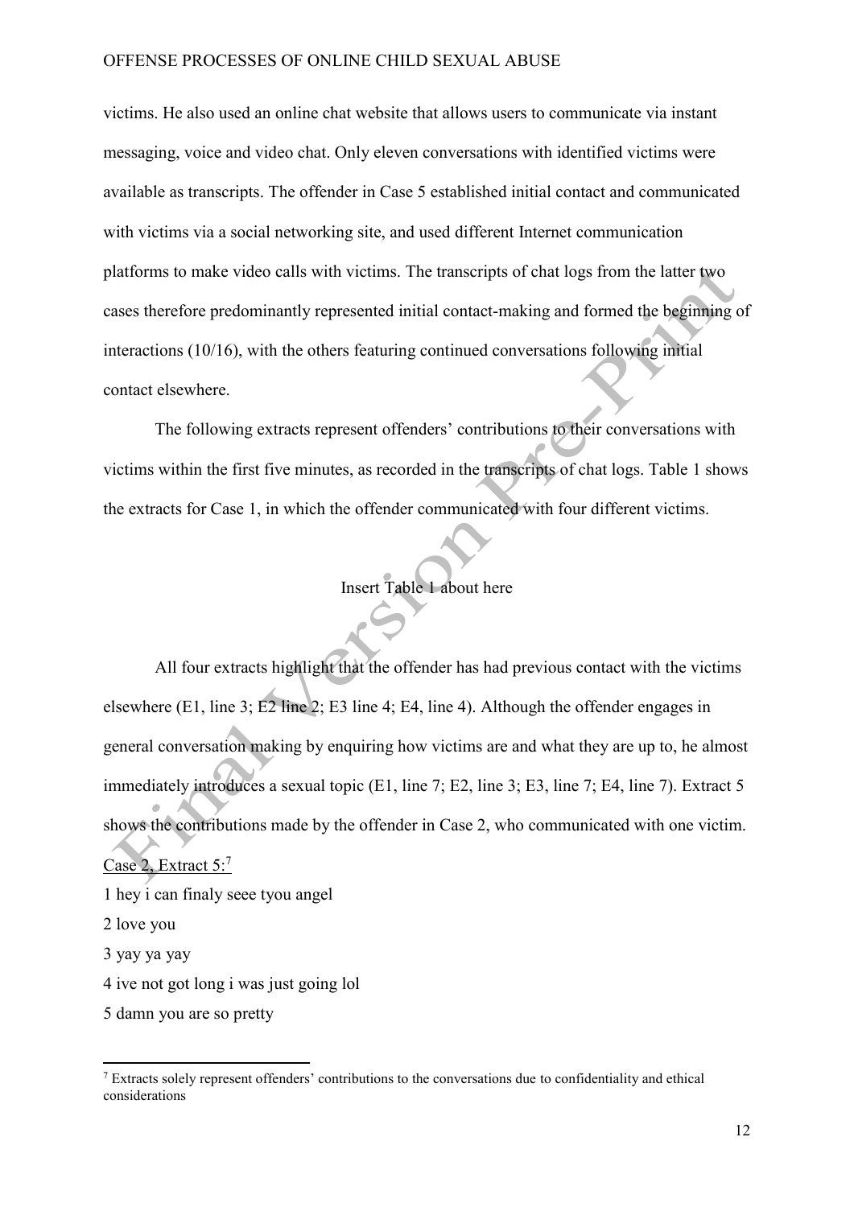victims. He also used an online chat website that allows users to communicate via instant messaging, voice and video chat. Only eleven conversations with identified victims were available as transcripts. The offender in Case 5 established initial contact and communicated with victims via a social networking site, and used different Internet communication platforms to make video calls with victims. The transcripts of chat logs from the latter two cases therefore predominantly represented initial contact-making and formed the beginning of interactions (10/16), with the others featuring continued conversations following initial contact elsewhere.

The following extracts represent offenders' contributions to their conversations with victims within the first five minutes, as recorded in the transcripts of chat logs. Table 1 shows the extracts for Case 1, in which the offender communicated with four different victims.

Insert Table 1 about here

All four extracts highlight that the offender has had previous contact with the victims elsewhere (E1, line 3; E2 line 2; E3 line 4; E4, line 4). Although the offender engages in general conversation making by enquiring how victims are and what they are up to, he almost immediately introduces a sexual topic (E1, line 7; E2, line 3; E3, line 7; E4, line 7). Extract 5 shows the contributions made by the offender in Case 2, who communicated with one victim.

Case 2, Extract 5:[7]

1 hey i can finaly seee tyou angel

2 love you

3 yay ya yay

4 ive not got long i was just going lol

5 damn you are so pretty

[7] Extracts solely represent offenders' contributions to the conversations due to confidentiality and ethical considerations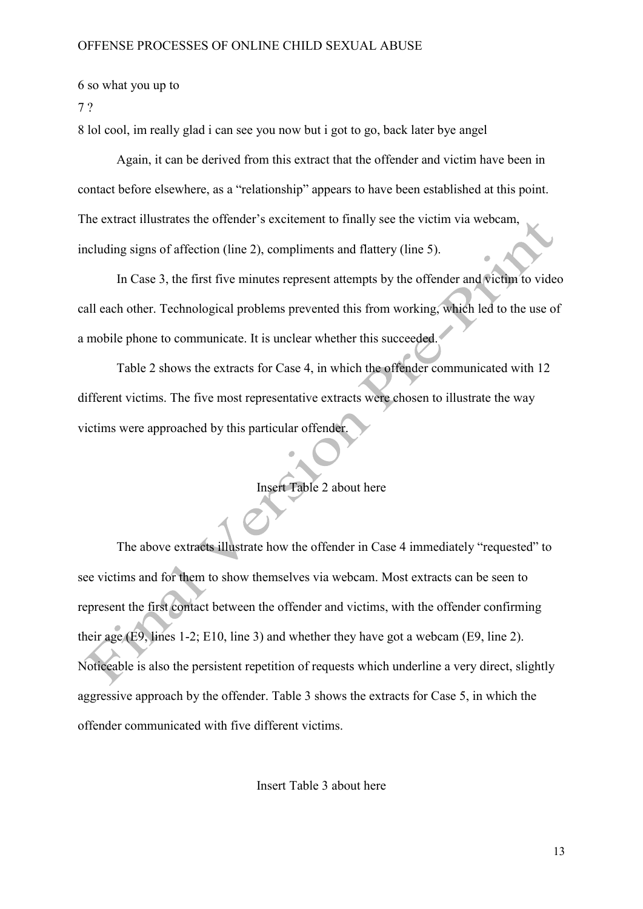6 so what you up to

7 ?

8 lol cool, im really glad i can see you now but i got to go, back later bye angel

Again, it can be derived from this extract that the offender and victim have been in contact before elsewhere, as a "relationship" appears to have been established at this point. The extract illustrates the offender's excitement to finally see the victim via webcam, including signs of affection (line 2), compliments and flattery (line 5).

In Case 3, the first five minutes represent attempts by the offender and victim to video call each other. Technological problems prevented this from working, which led to the use of a mobile phone to communicate. It is unclear whether this succeeded.

Table 2 shows the extracts for Case 4, in which the offender communicated with 12 different victims. The five most representative extracts were chosen to illustrate the way victims were approached by this particular offender.

Insert Table 2 about here

The above extracts illustrate how the offender in Case 4 immediately "requested" to see victims and for them to show themselves via webcam. Most extracts can be seen to represent the first contact between the offender and victims, with the offender confirming their age (E9, lines 1-2; E10, line 3) and whether they have got a webcam (E9, line 2). Noticeable is also the persistent repetition of requests which underline a very direct, slightly aggressive approach by the offender. Table 3 shows the extracts for Case 5, in which the offender communicated with five different victims.

Insert Table 3 about here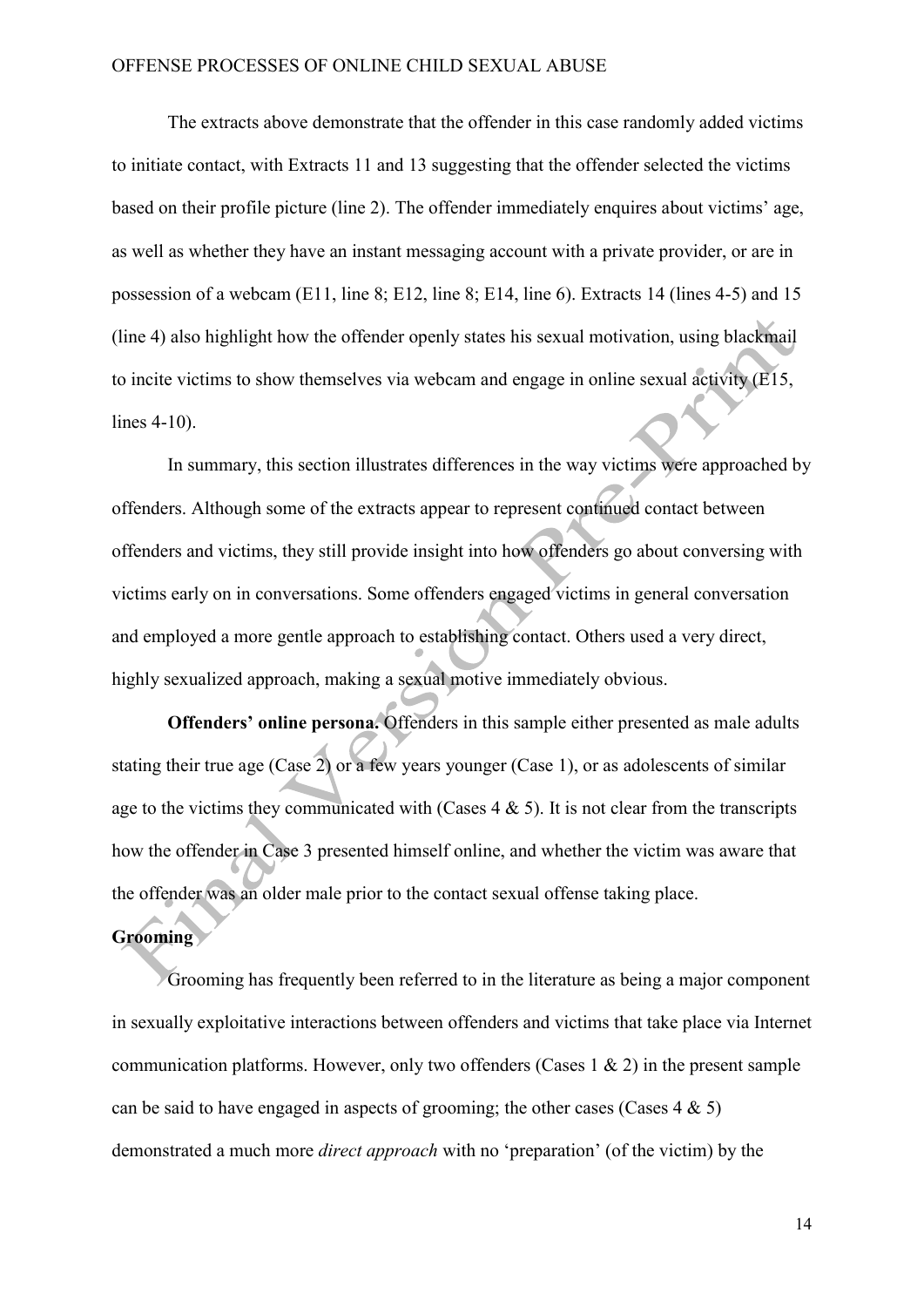The extracts above demonstrate that the offender in this case randomly added victims to initiate contact, with Extracts 11 and 13 suggesting that the offender selected the victims based on their profile picture (line 2). The offender immediately enquires about victims' age, as well as whether they have an instant messaging account with a private provider, or are in possession of a webcam (E11, line 8; E12, line 8; E14, line 6). Extracts 14 (lines 4-5) and 15 (line 4) also highlight how the offender openly states his sexual motivation, using blackmail to incite victims to show themselves via webcam and engage in online sexual activity (E15, lines 4-10).

In summary, this section illustrates differences in the way victims were approached by offenders. Although some of the extracts appear to represent continued contact between offenders and victims, they still provide insight into how offenders go about conversing with victims early on in conversations. Some offenders engaged victims in general conversation and employed a more gentle approach to establishing contact. Others used a very direct, highly sexualized approach, making a sexual motive immediately obvious.

**Offenders' online persona.** Offenders in this sample either presented as male adults stating their true age (Case 2) or a few years younger (Case 1), or as adolescents of similar age to the victims they communicated with (Cases 4 & 5). It is not clear from the transcripts how the offender in Case 3 presented himself online, and whether the victim was aware that the offender was an older male prior to the contact sexual offense taking place.

**Grooming**

Grooming has frequently been referred to in the literature as being a major component in sexually exploitative interactions between offenders and victims that take place via Internet communication platforms. However, only two offenders (Cases 1 & 2) in the present sample can be said to have engaged in aspects of grooming; the other cases (Cases 4 & 5) demonstrated a much more *direct approach* with no 'preparation' (of the victim) by the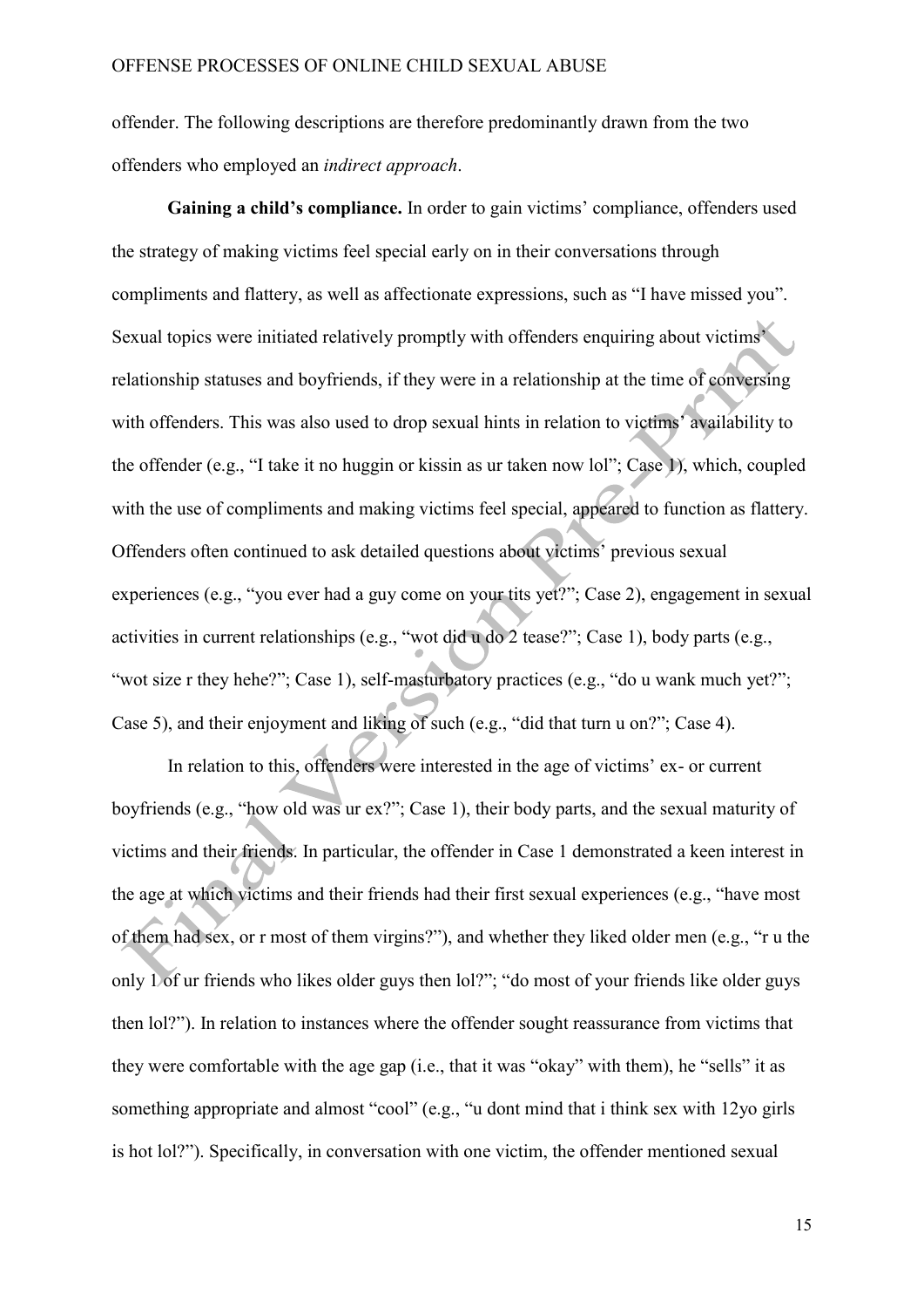offender. The following descriptions are therefore predominantly drawn from the two offenders who employed an *indirect approach*.

**Gaining a child's compliance.** In order to gain victims' compliance, offenders used the strategy of making victims feel special early on in their conversations through compliments and flattery, as well as affectionate expressions, such as "I have missed you". Sexual topics were initiated relatively promptly with offenders enquiring about victims' relationship statuses and boyfriends, if they were in a relationship at the time of conversing with offenders. This was also used to drop sexual hints in relation to victims' availability to the offender (e.g., "I take it no huggin or kissin as ur taken now lol"; Case 1), which, coupled with the use of compliments and making victims feel special, appeared to function as flattery. Offenders often continued to ask detailed questions about victims' previous sexual experiences (e.g., "you ever had a guy come on your tits yet?"; Case 2), engagement in sexual activities in current relationships (e.g., "wot did u do 2 tease?"; Case 1), body parts (e.g., "wot size r they hehe?"; Case 1), self-masturbatory practices (e.g., "do u wank much yet?"; Case 5), and their enjoyment and liking of such (e.g., "did that turn u on?"; Case 4).

In relation to this, offenders were interested in the age of victims' ex- or current boyfriends (e.g., "how old was ur ex?"; Case 1), their body parts, and the sexual maturity of victims and their friends. In particular, the offender in Case 1 demonstrated a keen interest in the age at which victims and their friends had their first sexual experiences (e.g., "have most of them had sex, or r most of them virgins?"), and whether they liked older men (e.g., "r u the only 1 of ur friends who likes older guys then lol?"; "do most of your friends like older guys then lol?"). In relation to instances where the offender sought reassurance from victims that they were comfortable with the age gap (i.e., that it was "okay" with them), he "sells" it as something appropriate and almost "cool" (e.g., "u dont mind that i think sex with 12yo girls is hot lol?"). Specifically, in conversation with one victim, the offender mentioned sexual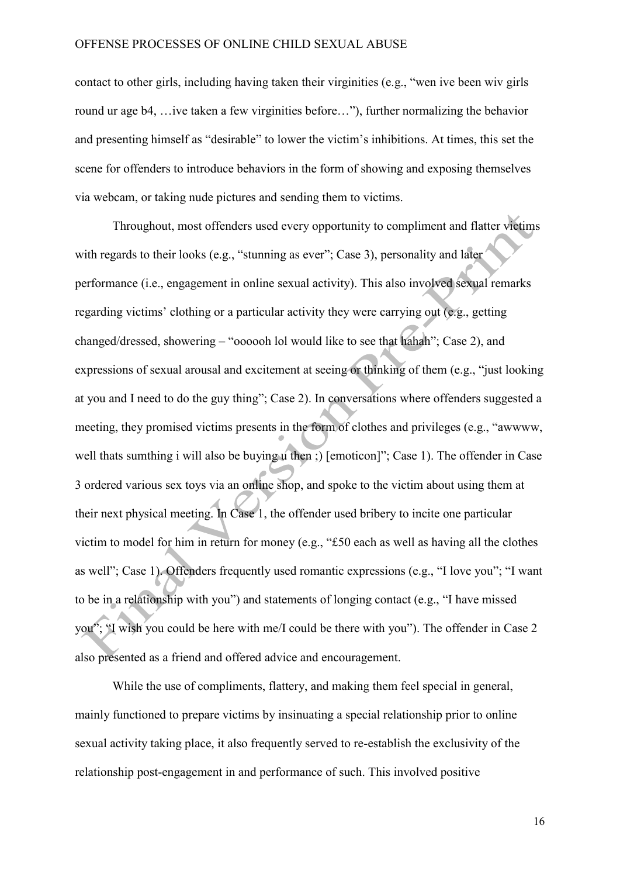contact to other girls, including having taken their virginities (e.g., "wen ive been wiv girls round ur age b4, …ive taken a few virginities before…"), further normalizing the behavior and presenting himself as "desirable" to lower the victim's inhibitions. At times, this set the scene for offenders to introduce behaviors in the form of showing and exposing themselves via webcam, or taking nude pictures and sending them to victims.

Throughout, most offenders used every opportunity to compliment and flatter victims with regards to their looks (e.g., "stunning as ever"; Case 3), personality and later performance (i.e., engagement in online sexual activity). This also involved sexual remarks regarding victims' clothing or a particular activity they were carrying out (e.g., getting changed/dressed, showering – "oooooh lol would like to see that hahah"; Case 2), and expressions of sexual arousal and excitement at seeing or thinking of them (e.g., "just looking at you and I need to do the guy thing"; Case 2). In conversations where offenders suggested a meeting, they promised victims presents in the form of clothes and privileges (e.g., "awwww, well thats sumthing i will also be buying u then ;) [emoticon]"; Case 1). The offender in Case 3 ordered various sex toys via an online shop, and spoke to the victim about using them at their next physical meeting. In Case 1, the offender used bribery to incite one particular victim to model for him in return for money (e.g., "£50 each as well as having all the clothes as well"; Case 1). Offenders frequently used romantic expressions (e.g., "I love you"; "I want to be in a relationship with you") and statements of longing contact (e.g., "I have missed you"; "I wish you could be here with me/I could be there with you"). The offender in Case 2 also presented as a friend and offered advice and encouragement.

While the use of compliments, flattery, and making them feel special in general, mainly functioned to prepare victims by insinuating a special relationship prior to online sexual activity taking place, it also frequently served to re-establish the exclusivity of the relationship post-engagement in and performance of such. This involved positive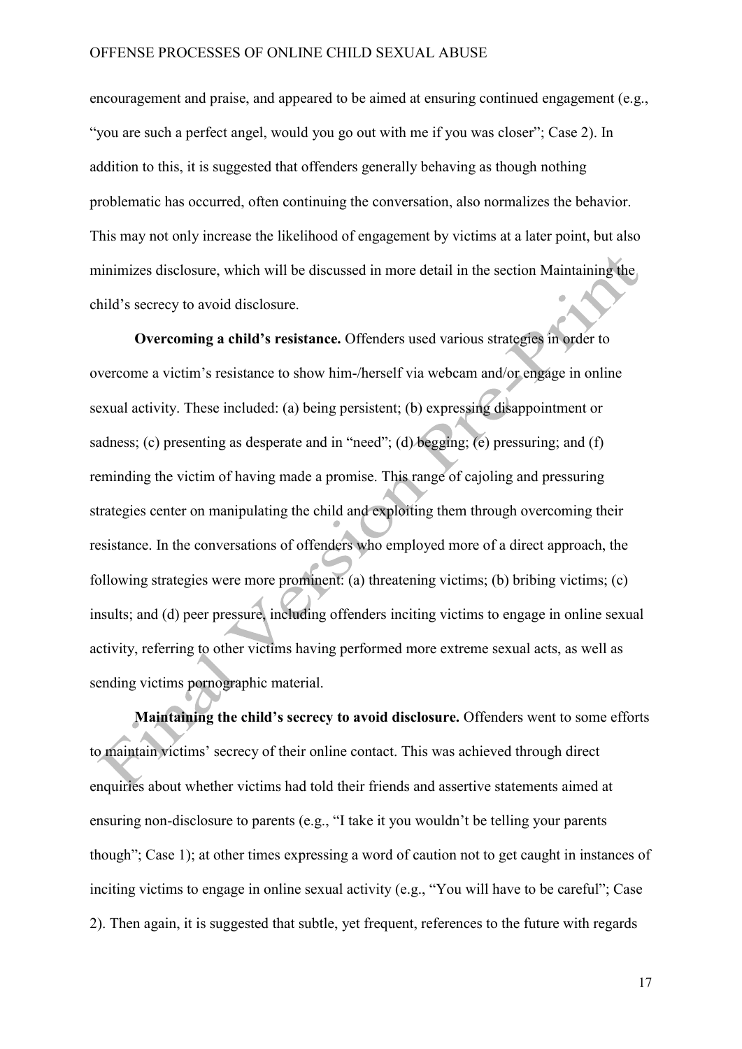encouragement and praise, and appeared to be aimed at ensuring continued engagement (e.g., "you are such a perfect angel, would you go out with me if you was closer"; Case 2). In addition to this, it is suggested that offenders generally behaving as though nothing problematic has occurred, often continuing the conversation, also normalizes the behavior. This may not only increase the likelihood of engagement by victims at a later point, but also minimizes disclosure, which will be discussed in more detail in the section Maintaining the child's secrecy to avoid disclosure.

**Overcoming a child's resistance.** Offenders used various strategies in order to overcome a victim's resistance to show him-/herself via webcam and/or engage in online sexual activity. These included: (a) being persistent; (b) expressing disappointment or sadness; (c) presenting as desperate and in "need"; (d) begging; (e) pressuring; and (f) reminding the victim of having made a promise. This range of cajoling and pressuring strategies center on manipulating the child and exploiting them through overcoming their resistance. In the conversations of offenders who employed more of a direct approach, the following strategies were more prominent: (a) threatening victims; (b) bribing victims; (c) insults; and (d) peer pressure, including offenders inciting victims to engage in online sexual activity, referring to other victims having performed more extreme sexual acts, as well as sending victims pornographic material.

**Maintaining the child's secrecy to avoid disclosure.** Offenders went to some efforts to maintain victims' secrecy of their online contact. This was achieved through direct enquiries about whether victims had told their friends and assertive statements aimed at ensuring non-disclosure to parents (e.g., "I take it you wouldn't be telling your parents though"; Case 1); at other times expressing a word of caution not to get caught in instances of inciting victims to engage in online sexual activity (e.g., "You will have to be careful"; Case 2). Then again, it is suggested that subtle, yet frequent, references to the future with regards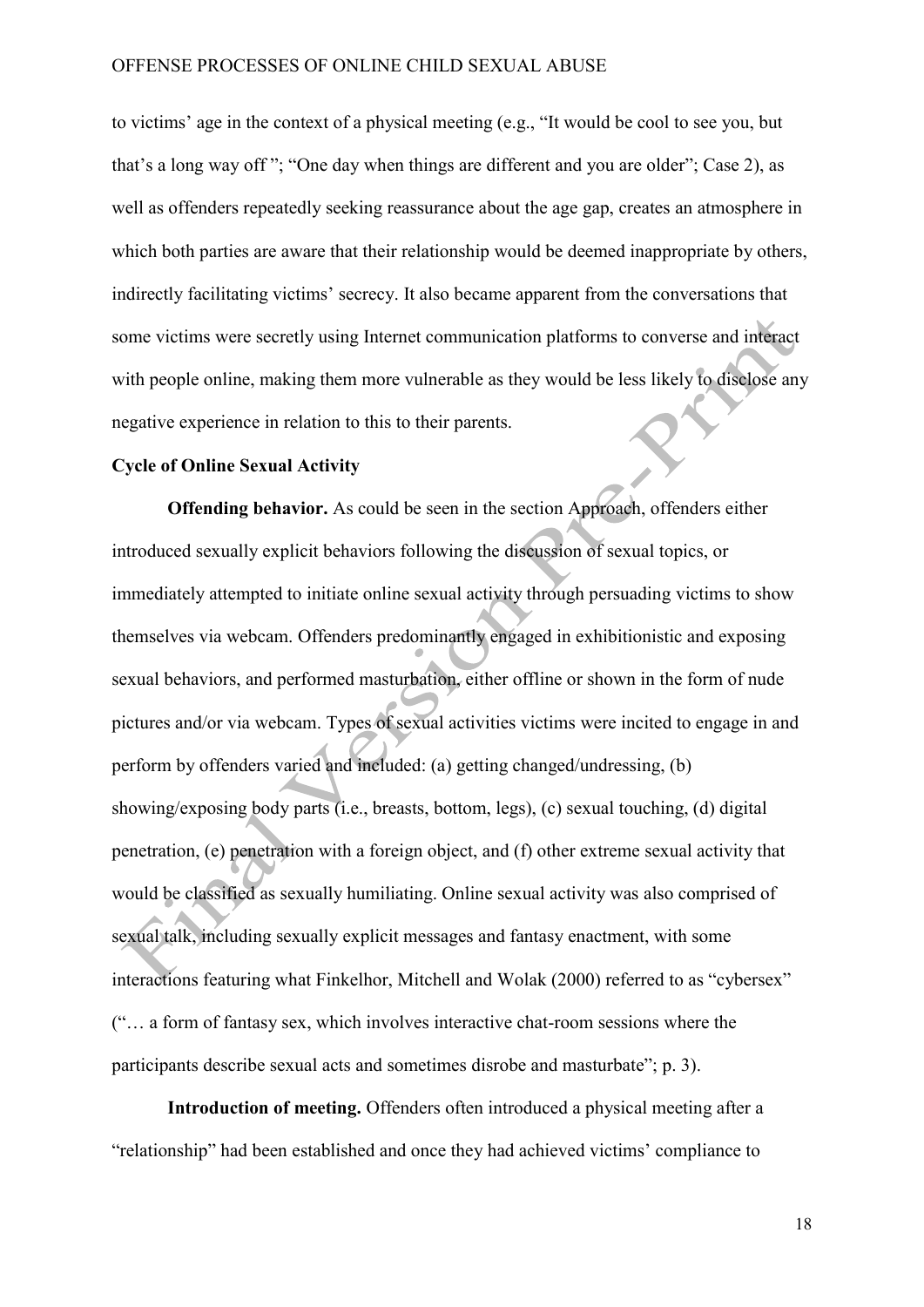to victims' age in the context of a physical meeting (e.g., "It would be cool to see you, but that's a long way off "; "One day when things are different and you are older"; Case 2), as well as offenders repeatedly seeking reassurance about the age gap, creates an atmosphere in which both parties are aware that their relationship would be deemed inappropriate by others, indirectly facilitating victims' secrecy. It also became apparent from the conversations that some victims were secretly using Internet communication platforms to converse and interact with people online, making them more vulnerable as they would be less likely to disclose any negative experience in relation to this to their parents.

**Cycle of Online Sexual Activity**

**Offending behavior.** As could be seen in the section Approach, offenders either introduced sexually explicit behaviors following the discussion of sexual topics, or immediately attempted to initiate online sexual activity through persuading victims to show themselves via webcam. Offenders predominantly engaged in exhibitionistic and exposing sexual behaviors, and performed masturbation, either offline or shown in the form of nude pictures and/or via webcam. Types of sexual activities victims were incited to engage in and perform by offenders varied and included: (a) getting changed/undressing, (b) showing/exposing body parts (i.e., breasts, bottom, legs), (c) sexual touching, (d) digital penetration, (e) penetration with a foreign object, and (f) other extreme sexual activity that would be classified as sexually humiliating. Online sexual activity was also comprised of sexual talk, including sexually explicit messages and fantasy enactment, with some interactions featuring what Finkelhor, Mitchell and Wolak (2000) referred to as "cybersex" ("… a form of fantasy sex, which involves interactive chat-room sessions where the participants describe sexual acts and sometimes disrobe and masturbate"; p. 3).

**Introduction of meeting.** Offenders often introduced a physical meeting after a "relationship" had been established and once they had achieved victims' compliance to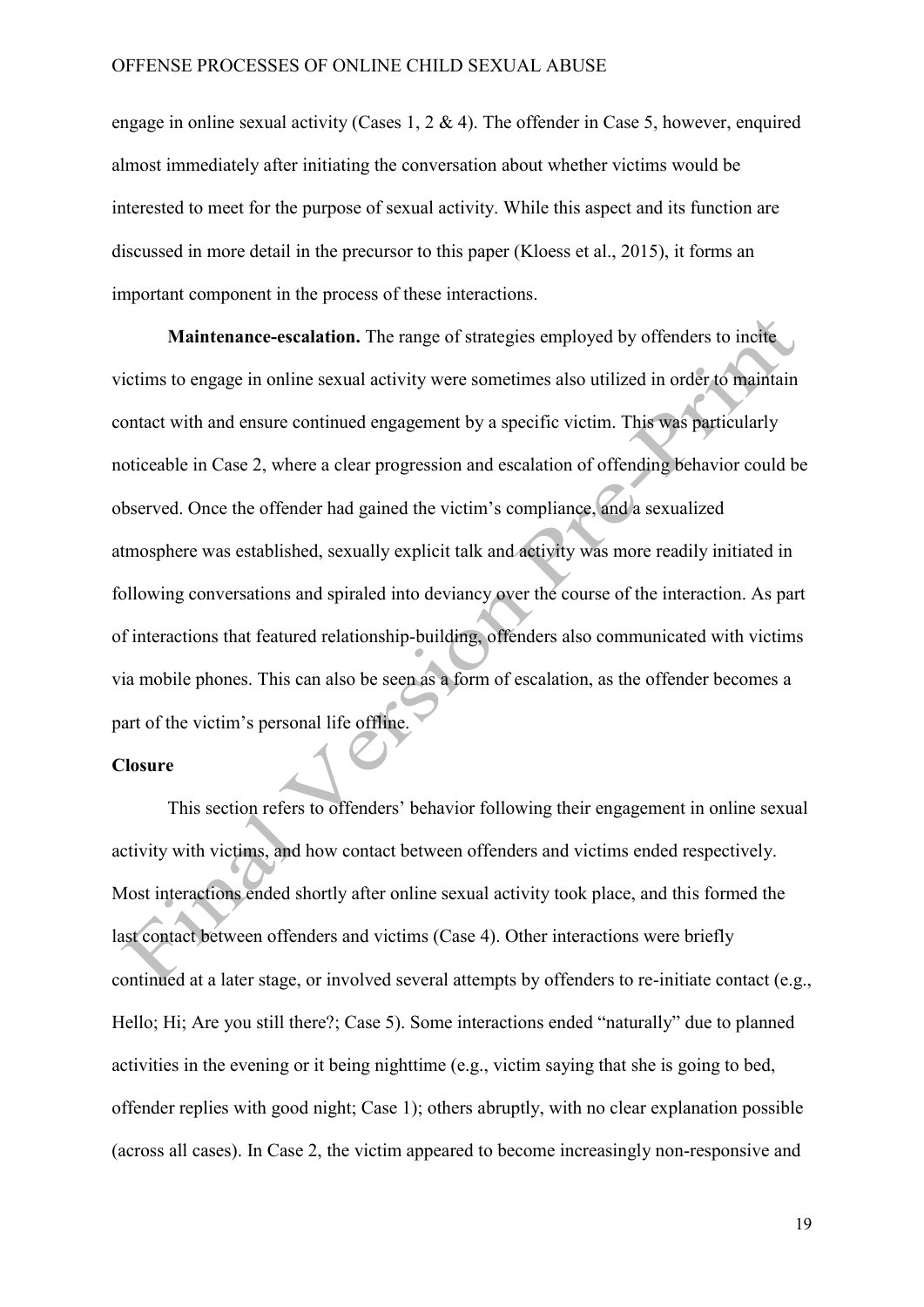engage in online sexual activity (Cases 1, 2 & 4). The offender in Case 5, however, enquired almost immediately after initiating the conversation about whether victims would be interested to meet for the purpose of sexual activity. While this aspect and its function are discussed in more detail in the precursor to this paper (Kloess et al., 2015), it forms an important component in the process of these interactions.

**Maintenance-escalation.** The range of strategies employed by offenders to incite victims to engage in online sexual activity were sometimes also utilized in order to maintain contact with and ensure continued engagement by a specific victim. This was particularly noticeable in Case 2, where a clear progression and escalation of offending behavior could be observed. Once the offender had gained the victim's compliance, and a sexualized atmosphere was established, sexually explicit talk and activity was more readily initiated in following conversations and spiraled into deviancy over the course of the interaction. As part of interactions that featured relationship-building, offenders also communicated with victims via mobile phones. This can also be seen as a form of escalation, as the offender becomes a part of the victim's personal life offline.

## Closure

This section refers to offenders' behavior following their engagement in online sexual activity with victims, and how contact between offenders and victims ended respectively. Most interactions ended shortly after online sexual activity took place, and this formed the last contact between offenders and victims (Case 4). Other interactions were briefly continued at a later stage, or involved several attempts by offenders to re-initiate contact (e.g., Hello; Hi; Are you still there?; Case 5). Some interactions ended "naturally" due to planned activities in the evening or it being nighttime (e.g., victim saying that she is going to bed, offender replies with good night; Case 1); others abruptly, with no clear explanation possible (across all cases). In Case 2, the victim appeared to become increasingly non-responsive and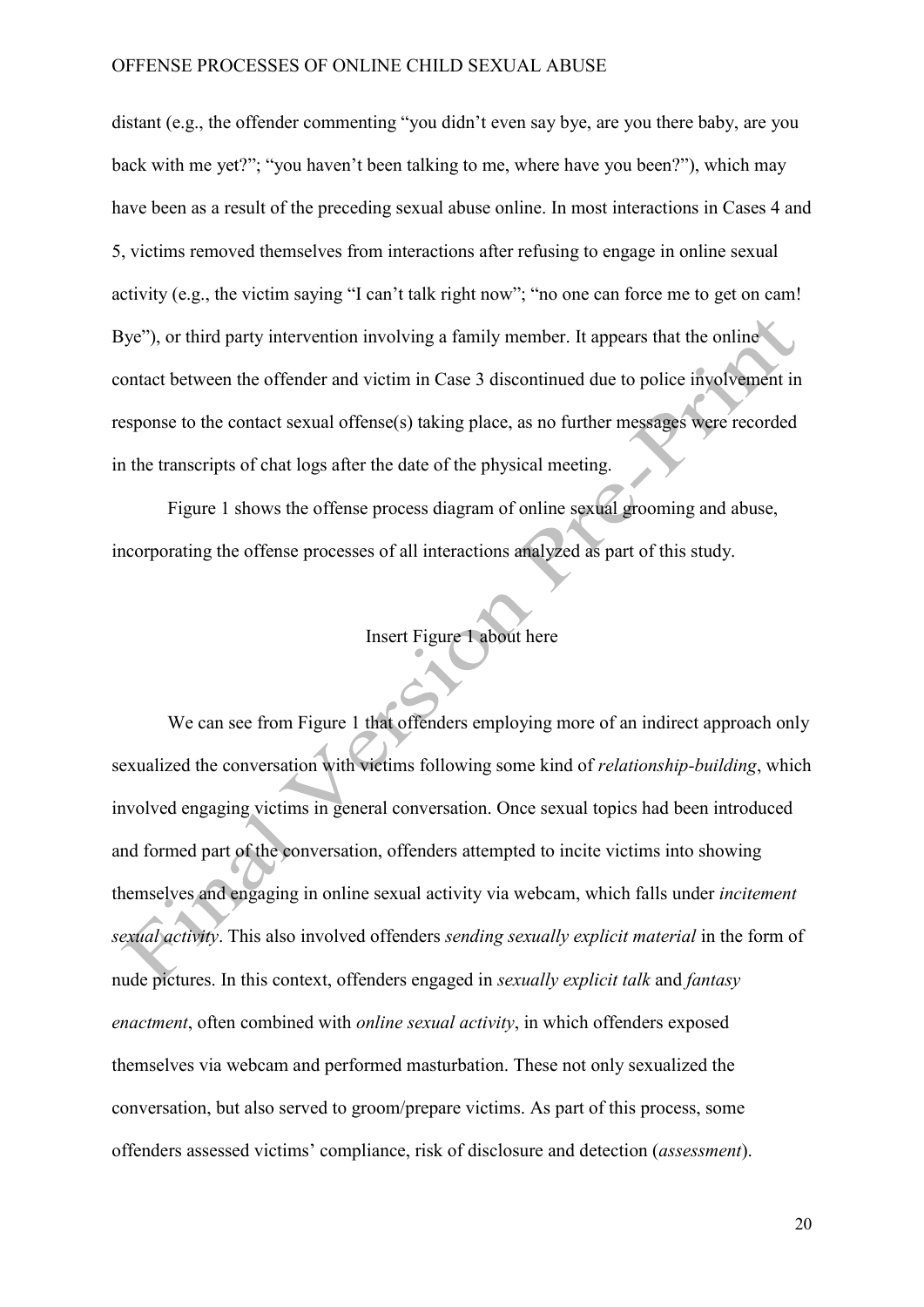distant (e.g., the offender commenting "you didn't even say bye, are you there baby, are you back with me yet?"; "you haven't been talking to me, where have you been?"), which may have been as a result of the preceding sexual abuse online. In most interactions in Cases 4 and 5, victims removed themselves from interactions after refusing to engage in online sexual activity (e.g., the victim saying "I can't talk right now"; "no one can force me to get on cam! Bye"), or third party intervention involving a family member. It appears that the online contact between the offender and victim in Case 3 discontinued due to police involvement in response to the contact sexual offense(s) taking place, as no further messages were recorded in the transcripts of chat logs after the date of the physical meeting.

Figure 1 shows the offense process diagram of online sexual grooming and abuse, incorporating the offense processes of all interactions analyzed as part of this study.

Insert Figure 1 about here

We can see from Figure 1 that offenders employing more of an indirect approach only sexualized the conversation with victims following some kind of *relationship-building*, which involved engaging victims in general conversation. Once sexual topics had been introduced and formed part of the conversation, offenders attempted to incite victims into showing themselves and engaging in online sexual activity via webcam, which falls under *incitement sexual activity*. This also involved offenders *sending sexually explicit material* in the form of nude pictures. In this context, offenders engaged in *sexually explicit talk* and *fantasy enactment*, often combined with *online sexual activity*, in which offenders exposed themselves via webcam and performed masturbation. These not only sexualized the conversation, but also served to groom/prepare victims. As part of this process, some offenders assessed victims' compliance, risk of disclosure and detection (*assessment*).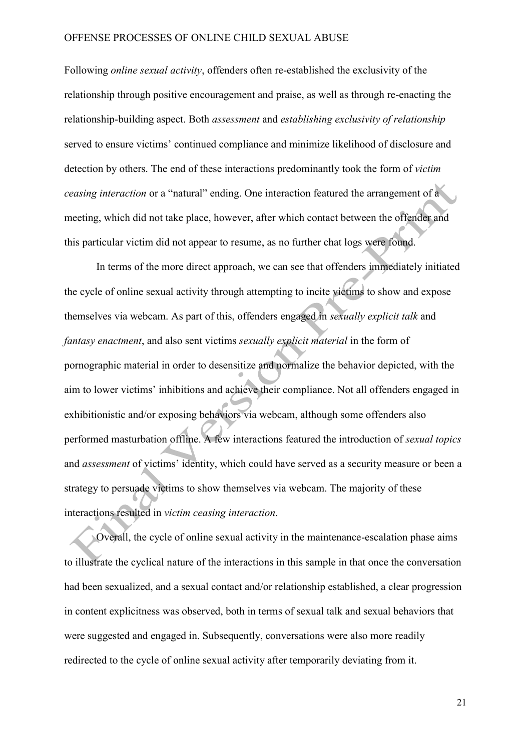Following *online sexual activity*, offenders often re-established the exclusivity of the relationship through positive encouragement and praise, as well as through re-enacting the relationship-building aspect. Both *assessment* and *establishing exclusivity of relationship* served to ensure victims' continued compliance and minimize likelihood of disclosure and detection by others. The end of these interactions predominantly took the form of *victim ceasing interaction* or a "natural" ending. One interaction featured the arrangement of a meeting, which did not take place, however, after which contact between the offender and this particular victim did not appear to resume, as no further chat logs were found.

In terms of the more direct approach, we can see that offenders immediately initiated the cycle of online sexual activity through attempting to incite victims to show and expose themselves via webcam. As part of this, offenders engaged in *sexually explicit talk* and *fantasy enactment*, and also sent victims *sexually explicit material* in the form of pornographic material in order to desensitize and normalize the behavior depicted, with the aim to lower victims' inhibitions and achieve their compliance. Not all offenders engaged in exhibitionistic and/or exposing behaviors via webcam, although some offenders also performed masturbation offline. A few interactions featured the introduction of *sexual topics* and *assessment* of victims' identity, which could have served as a security measure or been a strategy to persuade victims to show themselves via webcam. The majority of these interactions resulted in *victim ceasing interaction*.

Overall, the cycle of online sexual activity in the maintenance-escalation phase aims to illustrate the cyclical nature of the interactions in this sample in that once the conversation had been sexualized, and a sexual contact and/or relationship established, a clear progression in content explicitness was observed, both in terms of sexual talk and sexual behaviors that were suggested and engaged in. Subsequently, conversations were also more readily redirected to the cycle of online sexual activity after temporarily deviating from it.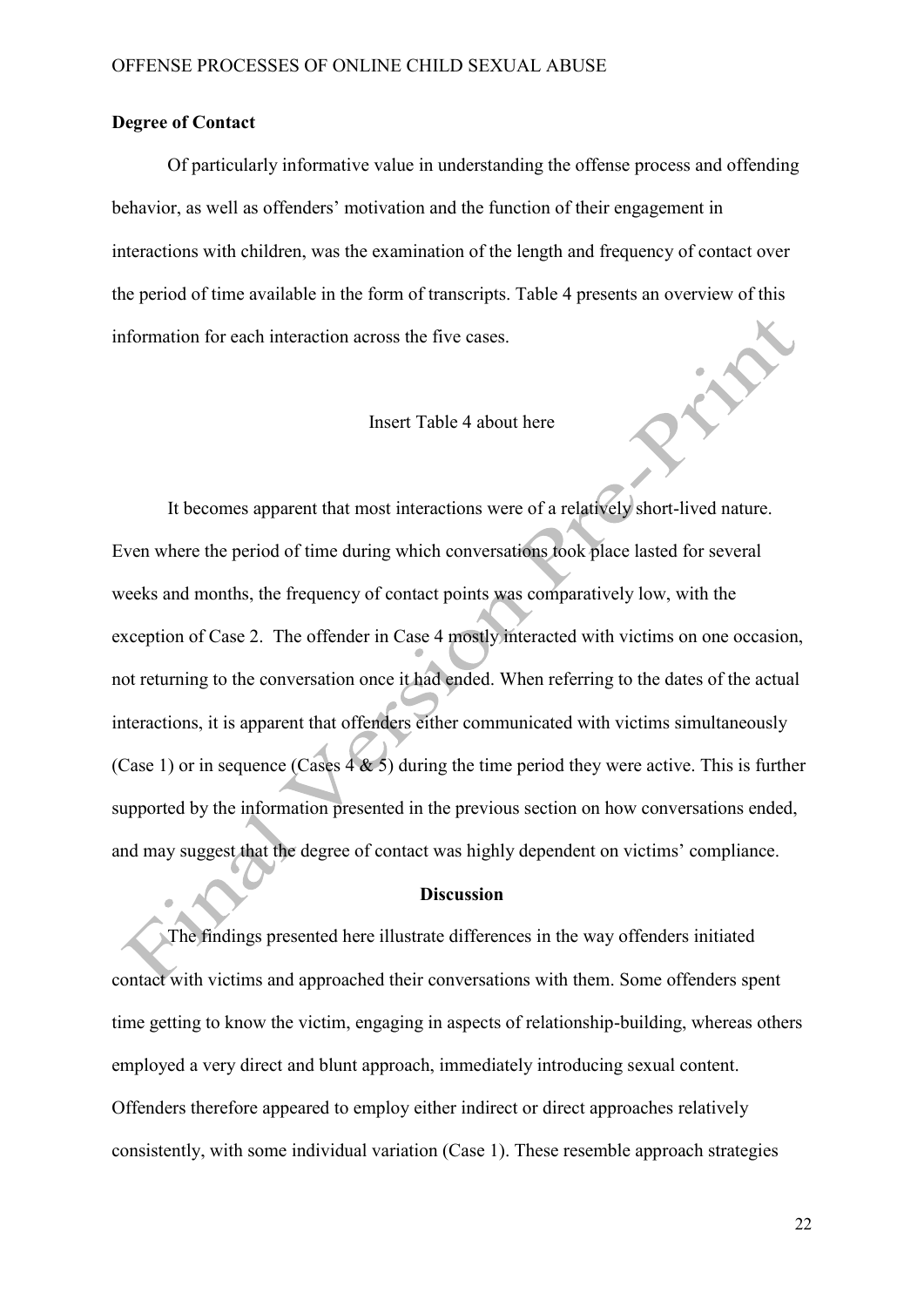**Degree of Contact**

Of particularly informative value in understanding the offense process and offending behavior, as well as offenders' motivation and the function of their engagement in interactions with children, was the examination of the length and frequency of contact over the period of time available in the form of transcripts. Table 4 presents an overview of this information for each interaction across the five cases.

Insert Table 4 about here

It becomes apparent that most interactions were of a relatively short-lived nature. Even where the period of time during which conversations took place lasted for several weeks and months, the frequency of contact points was comparatively low, with the exception of Case 2. The offender in Case 4 mostly interacted with victims on one occasion, not returning to the conversation once it had ended. When referring to the dates of the actual interactions, it is apparent that offenders either communicated with victims simultaneously (Case 1) or in sequence (Cases 4 & 5) during the time period they were active. This is further supported by the information presented in the previous section on how conversations ended, and may suggest that the degree of contact was highly dependent on victims' compliance.

## Discussion

The findings presented here illustrate differences in the way offenders initiated contact with victims and approached their conversations with them. Some offenders spent time getting to know the victim, engaging in aspects of relationship-building, whereas others employed a very direct and blunt approach, immediately introducing sexual content. Offenders therefore appeared to employ either indirect or direct approaches relatively consistently, with some individual variation (Case 1). These resemble approach strategies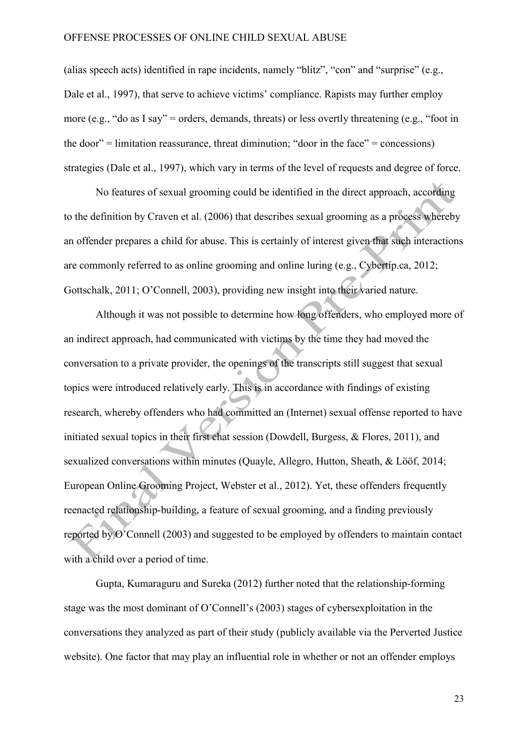(alias speech acts) identified in rape incidents, namely "blitz", "con" and "surprise" (e.g., Dale et al., 1997), that serve to achieve victims' compliance. Rapists may further employ more (e.g., "do as I say" = orders, demands, threats) or less overtly threatening (e.g., "foot in the door" = limitation reassurance, threat diminution; "door in the face" = concessions) strategies (Dale et al., 1997), which vary in terms of the level of requests and degree of force.

No features of sexual grooming could be identified in the direct approach, according to the definition by Craven et al. (2006) that describes sexual grooming as a process whereby an offender prepares a child for abuse. This is certainly of interest given that such interactions are commonly referred to as online grooming and online luring (e.g., Cybertip.ca, 2012; Gottschalk, 2011; O'Connell, 2003), providing new insight into their varied nature.

Although it was not possible to determine how long offenders, who employed more of an indirect approach, had communicated with victims by the time they had moved the conversation to a private provider, the openings of the transcripts still suggest that sexual topics were introduced relatively early. This is in accordance with findings of existing research, whereby offenders who had committed an (Internet) sexual offense reported to have initiated sexual topics in their first chat session (Dowdell, Burgess, & Flores, 2011), and sexualized conversations within minutes (Quayle, Allegro, Hutton, Sheath, & Lööf, 2014; European Online Grooming Project, Webster et al., 2012). Yet, these offenders frequently reenacted relationship-building, a feature of sexual grooming, and a finding previously reported by O'Connell (2003) and suggested to be employed by offenders to maintain contact with a child over a period of time.

Gupta, Kumaraguru and Sureka (2012) further noted that the relationship-forming stage was the most dominant of O'Connell's (2003) stages of cybersexploitation in the conversations they analyzed as part of their study (publicly available via the Perverted Justice website). One factor that may play an influential role in whether or not an offender employs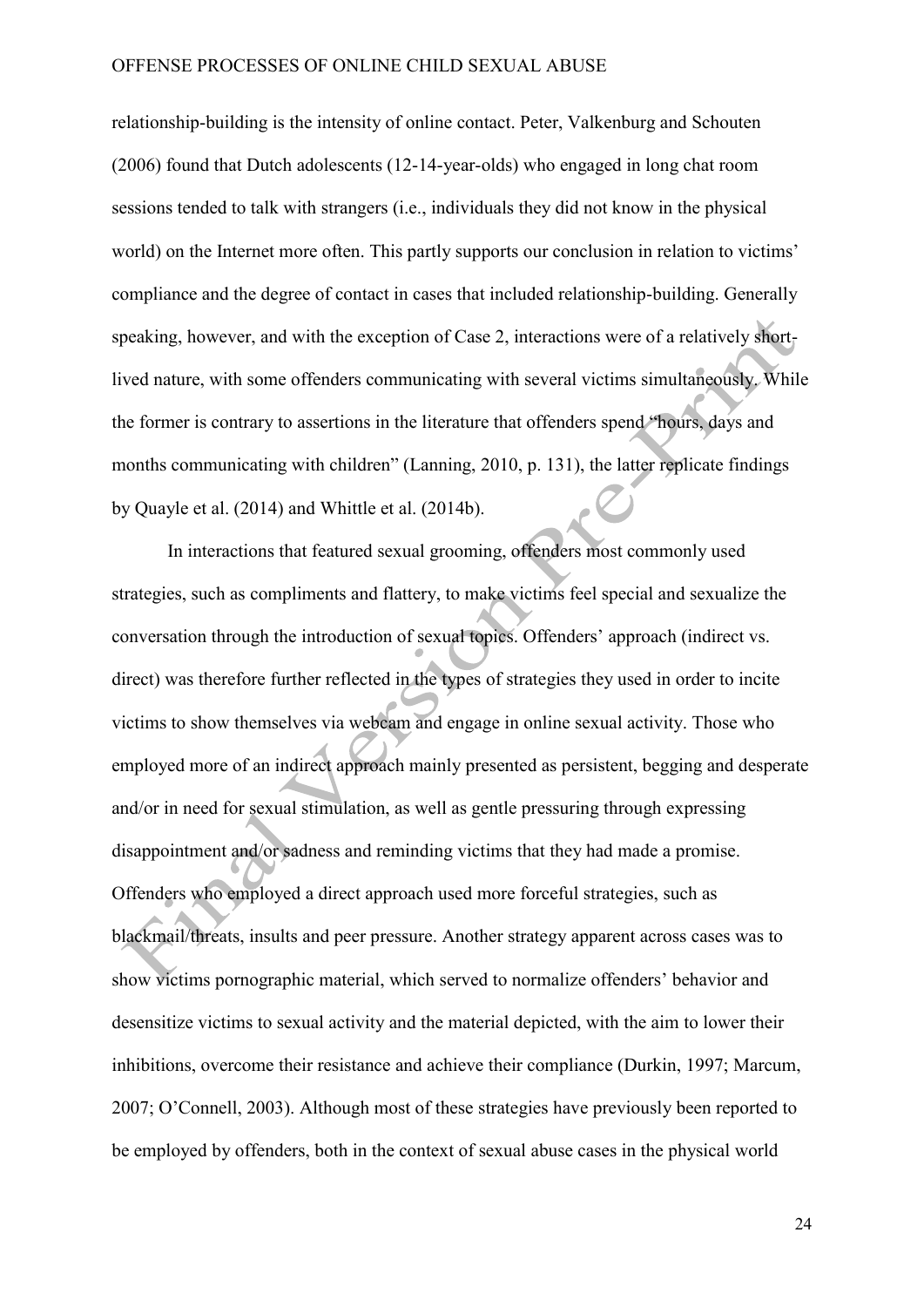relationship-building is the intensity of online contact. Peter, Valkenburg and Schouten (2006) found that Dutch adolescents (12-14-year-olds) who engaged in long chat room sessions tended to talk with strangers (i.e., individuals they did not know in the physical world) on the Internet more often. This partly supports our conclusion in relation to victims' compliance and the degree of contact in cases that included relationship-building. Generally speaking, however, and with the exception of Case 2, interactions were of a relatively short-lived nature, with some offenders communicating with several victims simultaneously. While the former is contrary to assertions in the literature that offenders spend "hours, days and months communicating with children" (Lanning, 2010, p. 131), the latter replicate findings by Quayle et al. (2014) and Whittle et al. (2014b).

In interactions that featured sexual grooming, offenders most commonly used strategies, such as compliments and flattery, to make victims feel special and sexualize the conversation through the introduction of sexual topics. Offenders' approach (indirect vs. direct) was therefore further reflected in the types of strategies they used in order to incite victims to show themselves via webcam and engage in online sexual activity. Those who employed more of an indirect approach mainly presented as persistent, begging and desperate and/or in need for sexual stimulation, as well as gentle pressuring through expressing disappointment and/or sadness and reminding victims that they had made a promise. Offenders who employed a direct approach used more forceful strategies, such as blackmail/threats, insults and peer pressure. Another strategy apparent across cases was to show victims pornographic material, which served to normalize offenders' behavior and desensitize victims to sexual activity and the material depicted, with the aim to lower their inhibitions, overcome their resistance and achieve their compliance (Durkin, 1997; Marcum, 2007; O'Connell, 2003). Although most of these strategies have previously been reported to be employed by offenders, both in the context of sexual abuse cases in the physical world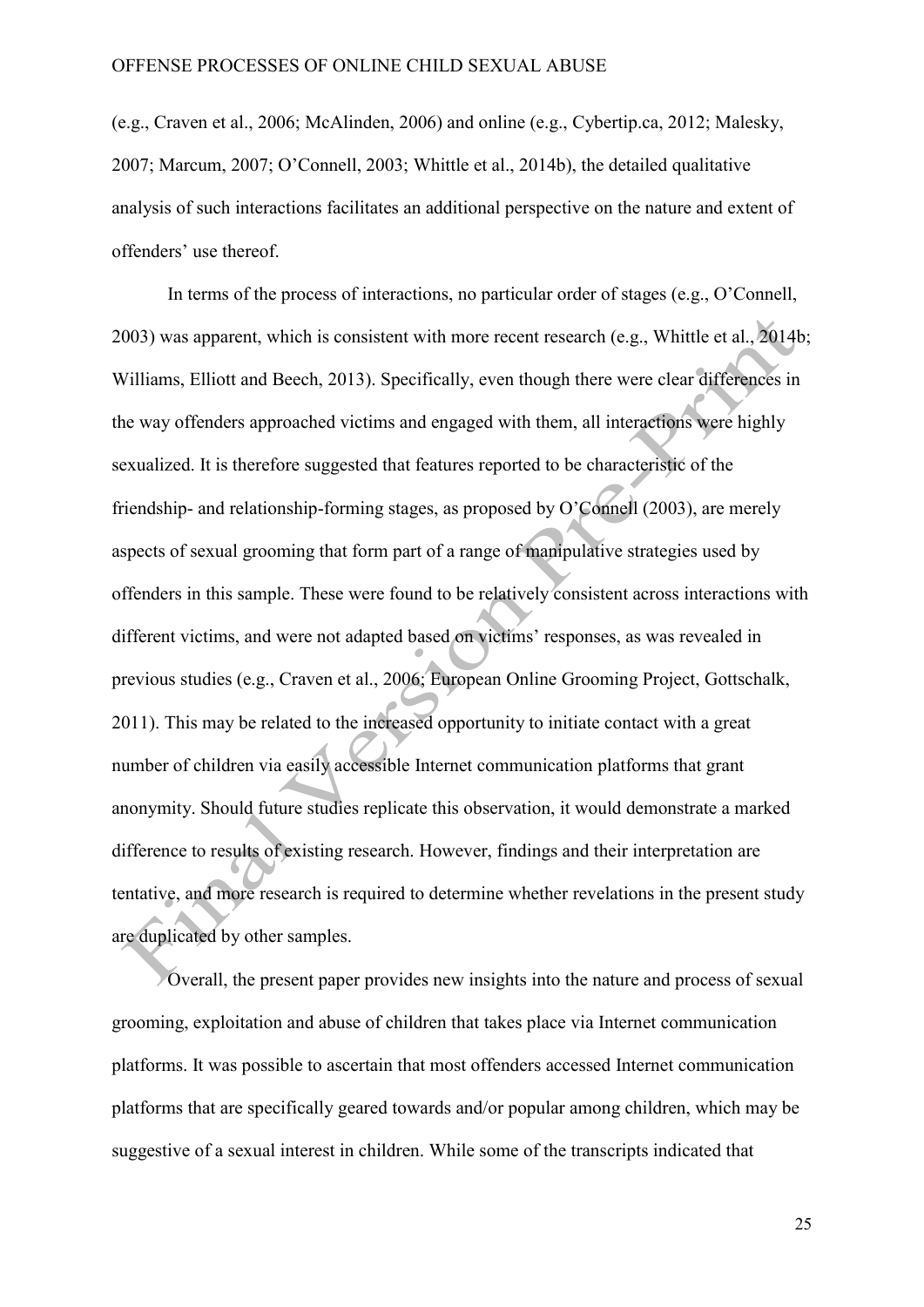(e.g., Craven et al., 2006; McAlinden, 2006) and online (e.g., Cybertip.ca, 2012; Malesky, 2007; Marcum, 2007; O'Connell, 2003; Whittle et al., 2014b), the detailed qualitative analysis of such interactions facilitates an additional perspective on the nature and extent of offenders' use thereof.

In terms of the process of interactions, no particular order of stages (e.g., O'Connell, 2003) was apparent, which is consistent with more recent research (e.g., Whittle et al., 2014b; Williams, Elliott and Beech, 2013). Specifically, even though there were clear differences in the way offenders approached victims and engaged with them, all interactions were highly sexualized. It is therefore suggested that features reported to be characteristic of the friendship- and relationship-forming stages, as proposed by O'Connell (2003), are merely aspects of sexual grooming that form part of a range of manipulative strategies used by offenders in this sample. These were found to be relatively consistent across interactions with different victims, and were not adapted based on victims' responses, as was revealed in previous studies (e.g., Craven et al., 2006; European Online Grooming Project, Gottschalk, 2011). This may be related to the increased opportunity to initiate contact with a great number of children via easily accessible Internet communication platforms that grant anonymity. Should future studies replicate this observation, it would demonstrate a marked difference to results of existing research. However, findings and their interpretation are tentative, and more research is required to determine whether revelations in the present study are duplicated by other samples.

Overall, the present paper provides new insights into the nature and process of sexual grooming, exploitation and abuse of children that takes place via Internet communication platforms. It was possible to ascertain that most offenders accessed Internet communication platforms that are specifically geared towards and/or popular among children, which may be suggestive of a sexual interest in children. While some of the transcripts indicated that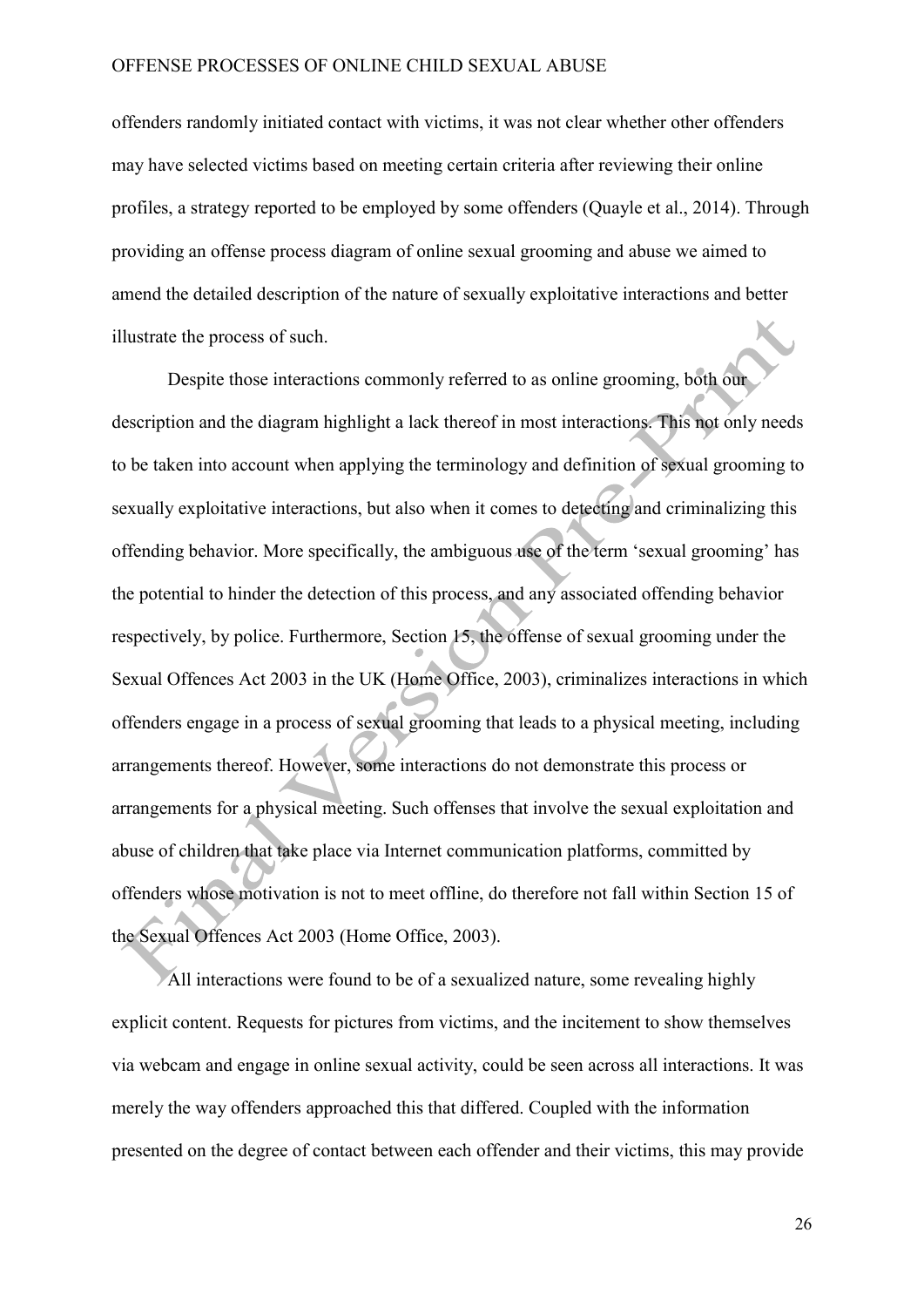offenders randomly initiated contact with victims, it was not clear whether other offenders may have selected victims based on meeting certain criteria after reviewing their online profiles, a strategy reported to be employed by some offenders (Quayle et al., 2014). Through providing an offense process diagram of online sexual grooming and abuse we aimed to amend the detailed description of the nature of sexually exploitative interactions and better illustrate the process of such.

Despite those interactions commonly referred to as online grooming, both our description and the diagram highlight a lack thereof in most interactions. This not only needs to be taken into account when applying the terminology and definition of sexual grooming to sexually exploitative interactions, but also when it comes to detecting and criminalizing this offending behavior. More specifically, the ambiguous use of the term 'sexual grooming' has the potential to hinder the detection of this process, and any associated offending behavior respectively, by police. Furthermore, Section 15, the offense of sexual grooming under the Sexual Offences Act 2003 in the UK (Home Office, 2003), criminalizes interactions in which offenders engage in a process of sexual grooming that leads to a physical meeting, including arrangements thereof. However, some interactions do not demonstrate this process or arrangements for a physical meeting. Such offenses that involve the sexual exploitation and abuse of children that take place via Internet communication platforms, committed by offenders whose motivation is not to meet offline, do therefore not fall within Section 15 of the Sexual Offences Act 2003 (Home Office, 2003).

All interactions were found to be of a sexualized nature, some revealing highly explicit content. Requests for pictures from victims, and the incitement to show themselves via webcam and engage in online sexual activity, could be seen across all interactions. It was merely the way offenders approached this that differed. Coupled with the information presented on the degree of contact between each offender and their victims, this may provide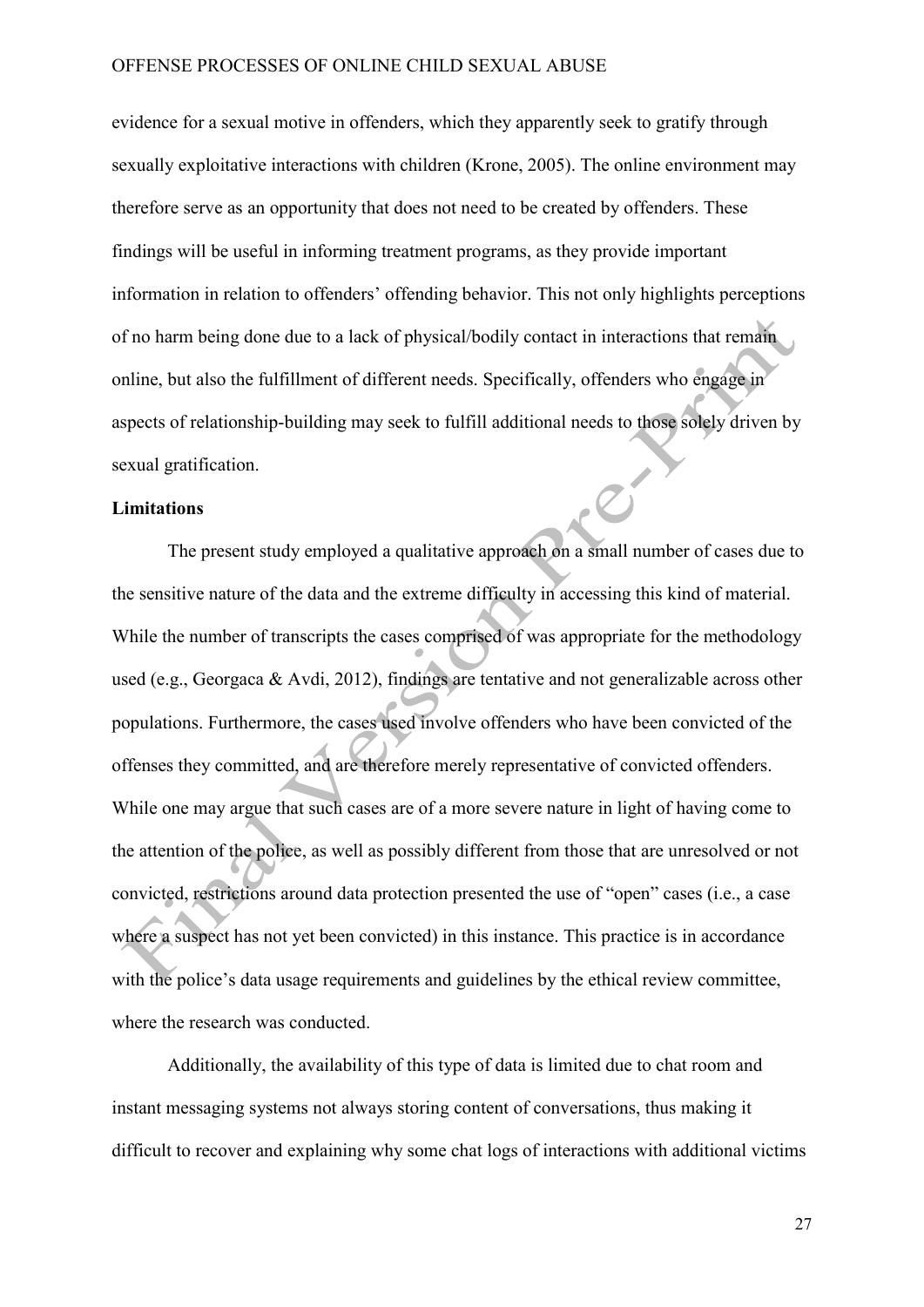evidence for a sexual motive in offenders, which they apparently seek to gratify through sexually exploitative interactions with children (Krone, 2005). The online environment may therefore serve as an opportunity that does not need to be created by offenders. These findings will be useful in informing treatment programs, as they provide important information in relation to offenders' offending behavior. This not only highlights perceptions of no harm being done due to a lack of physical/bodily contact in interactions that remain online, but also the fulfillment of different needs. Specifically, offenders who engage in aspects of relationship-building may seek to fulfill additional needs to those solely driven by sexual gratification.

**Limitations**

The present study employed a qualitative approach on a small number of cases due to the sensitive nature of the data and the extreme difficulty in accessing this kind of material. While the number of transcripts the cases comprised of was appropriate for the methodology used (e.g., Georgaca & Avdi, 2012), findings are tentative and not generalizable across other populations. Furthermore, the cases used involve offenders who have been convicted of the offenses they committed, and are therefore merely representative of convicted offenders. While one may argue that such cases are of a more severe nature in light of having come to the attention of the police, as well as possibly different from those that are unresolved or not convicted, restrictions around data protection presented the use of "open" cases (i.e., a case where a suspect has not yet been convicted) in this instance. This practice is in accordance with the police's data usage requirements and guidelines by the ethical review committee, where the research was conducted.

Additionally, the availability of this type of data is limited due to chat room and instant messaging systems not always storing content of conversations, thus making it difficult to recover and explaining why some chat logs of interactions with additional victims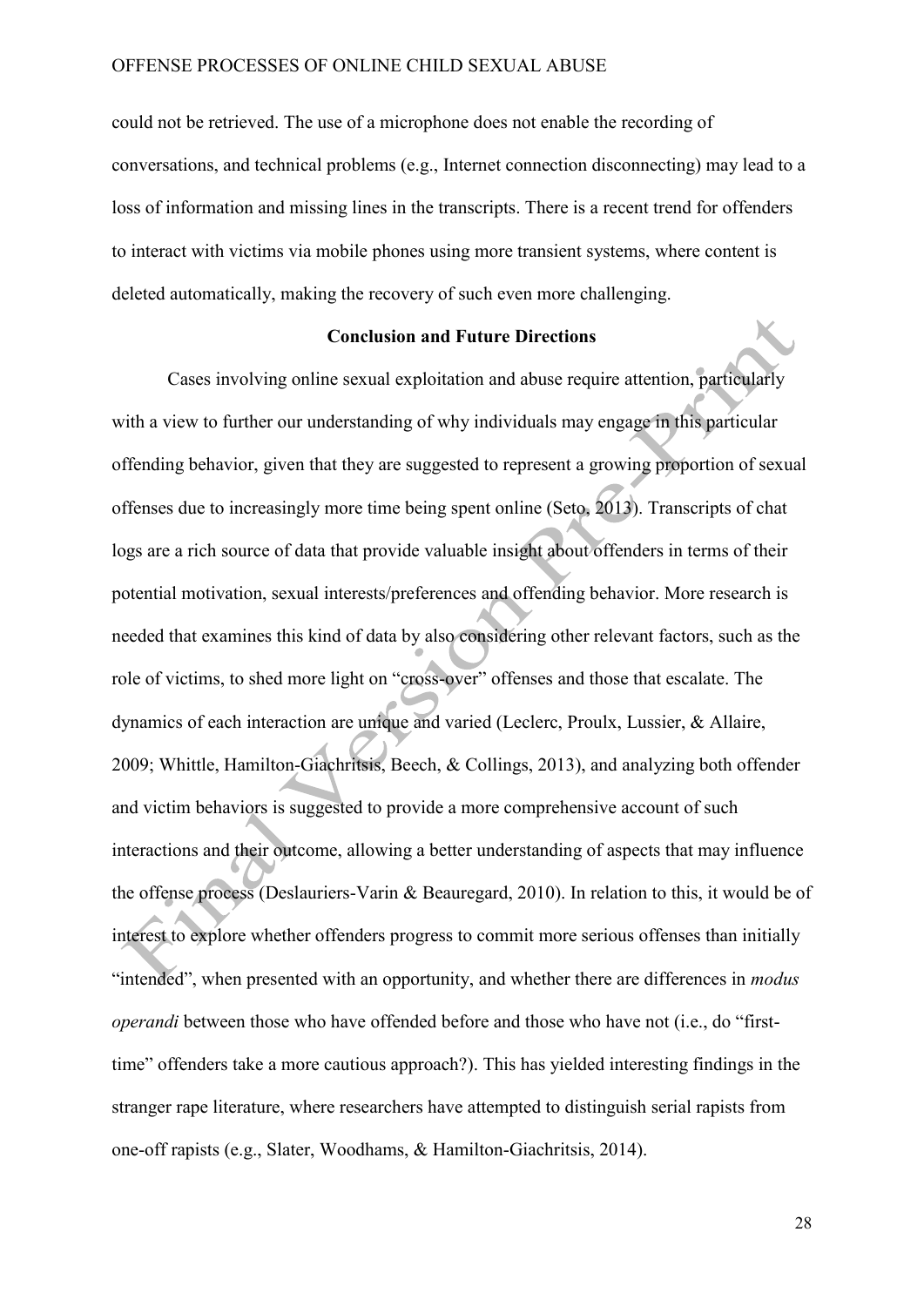could not be retrieved. The use of a microphone does not enable the recording of conversations, and technical problems (e.g., Internet connection disconnecting) may lead to a loss of information and missing lines in the transcripts. There is a recent trend for offenders to interact with victims via mobile phones using more transient systems, where content is deleted automatically, making the recovery of such even more challenging.

## Conclusion and Future Directions

Cases involving online sexual exploitation and abuse require attention, particularly with a view to further our understanding of why individuals may engage in this particular offending behavior, given that they are suggested to represent a growing proportion of sexual offenses due to increasingly more time being spent online (Seto, 2013). Transcripts of chat logs are a rich source of data that provide valuable insight about offenders in terms of their potential motivation, sexual interests/preferences and offending behavior. More research is needed that examines this kind of data by also considering other relevant factors, such as the role of victims, to shed more light on "cross-over" offenses and those that escalate. The dynamics of each interaction are unique and varied (Leclerc, Proulx, Lussier, & Allaire, 2009; Whittle, Hamilton-Giachritsis, Beech, & Collings, 2013), and analyzing both offender and victim behaviors is suggested to provide a more comprehensive account of such interactions and their outcome, allowing a better understanding of aspects that may influence the offense process (Deslauriers-Varin & Beauregard, 2010). In relation to this, it would be of interest to explore whether offenders progress to commit more serious offenses than initially "intended", when presented with an opportunity, and whether there are differences in *modus operandi* between those who have offended before and those who have not (i.e., do "first-time" offenders take a more cautious approach?). This has yielded interesting findings in the stranger rape literature, where researchers have attempted to distinguish serial rapists from one-off rapists (e.g., Slater, Woodhams, & Hamilton-Giachritsis, 2014).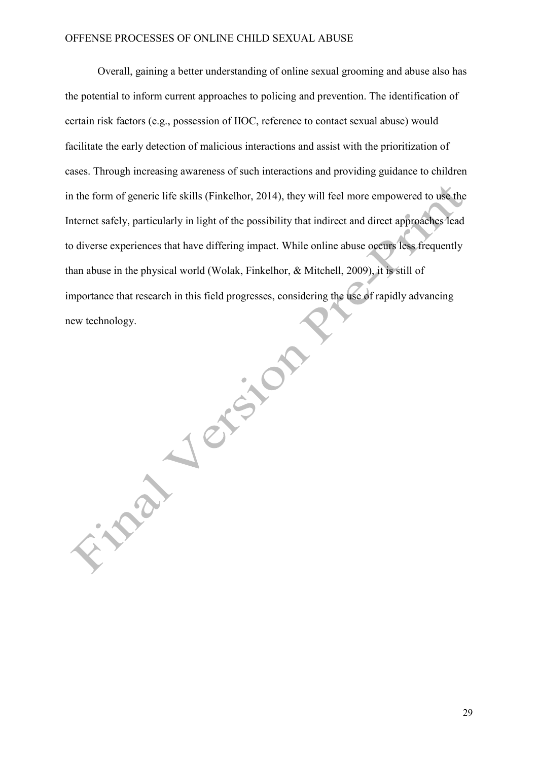Overall, gaining a better understanding of online sexual grooming and abuse also has the potential to inform current approaches to policing and prevention. The identification of certain risk factors (e.g., possession of IIOC, reference to contact sexual abuse) would facilitate the early detection of malicious interactions and assist with the prioritization of cases. Through increasing awareness of such interactions and providing guidance to children in the form of generic life skills (Finkelhor, 2014), they will feel more empowered to use the Internet safely, particularly in light of the possibility that indirect and direct approaches lead to diverse experiences that have differing impact. While online abuse occurs less frequently than abuse in the physical world (Wolak, Finkelhor, & Mitchell, 2009), it is still of importance that research in this field progresses, considering the use of rapidly advancing new technology.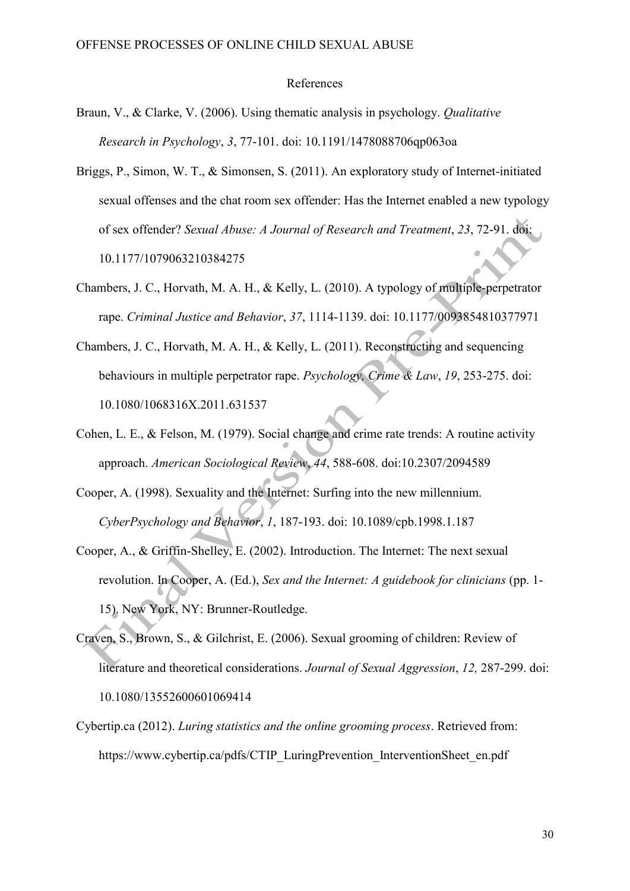# References

Braun, V., & Clarke, V. (2006). Using thematic analysis in psychology. *Qualitative Research in Psychology*, *3*, 77-101. doi: 10.1191/1478088706qp063oa

Briggs, P., Simon, W. T., & Simonsen, S. (2011). An exploratory study of Internet-initiated sexual offenses and the chat room sex offender: Has the Internet enabled a new typology of sex offender? *Sexual Abuse: A Journal of Research and Treatment*, *23*, 72-91. doi: 10.1177/1079063210384275

Chambers, J. C., Horvath, M. A. H., & Kelly, L. (2010). A typology of multiple-perpetrator rape. *Criminal Justice and Behavior*, *37*, 1114-1139. doi: 10.1177/0093854810377971

Chambers, J. C., Horvath, M. A. H., & Kelly, L. (2011). Reconstructing and sequencing behaviours in multiple perpetrator rape. *Psychology, Crime & Law*, *19*, 253-275. doi: 10.1080/1068316X.2011.631537

Cohen, L. E., & Felson, M. (1979). Social change and crime rate trends: A routine activity approach. *American Sociological Review*, *44*, 588-608. doi:10.2307/2094589

Cooper, A. (1998). Sexuality and the Internet: Surfing into the new millennium. *CyberPsychology and Behavior*, *1*, 187-193. doi: 10.1089/cpb.1998.1.187

Cooper, A., & Griffin-Shelley, E. (2002). Introduction. The Internet: The next sexual revolution. In Cooper, A. (Ed.), *Sex and the Internet: A guidebook for clinicians* (pp. 1-15). New York, NY: Brunner-Routledge.

Craven, S., Brown, S., & Gilchrist, E. (2006). Sexual grooming of children: Review of literature and theoretical considerations. *Journal of Sexual Aggression*, *12,* 287-299. doi: 10.1080/13552600601069414

Cybertip.ca (2012). *Luring statistics and the online grooming process*. Retrieved from: https://www.cybertip.ca/pdfs/CTIP_LuringPrevention_InterventionSheet_en.pdf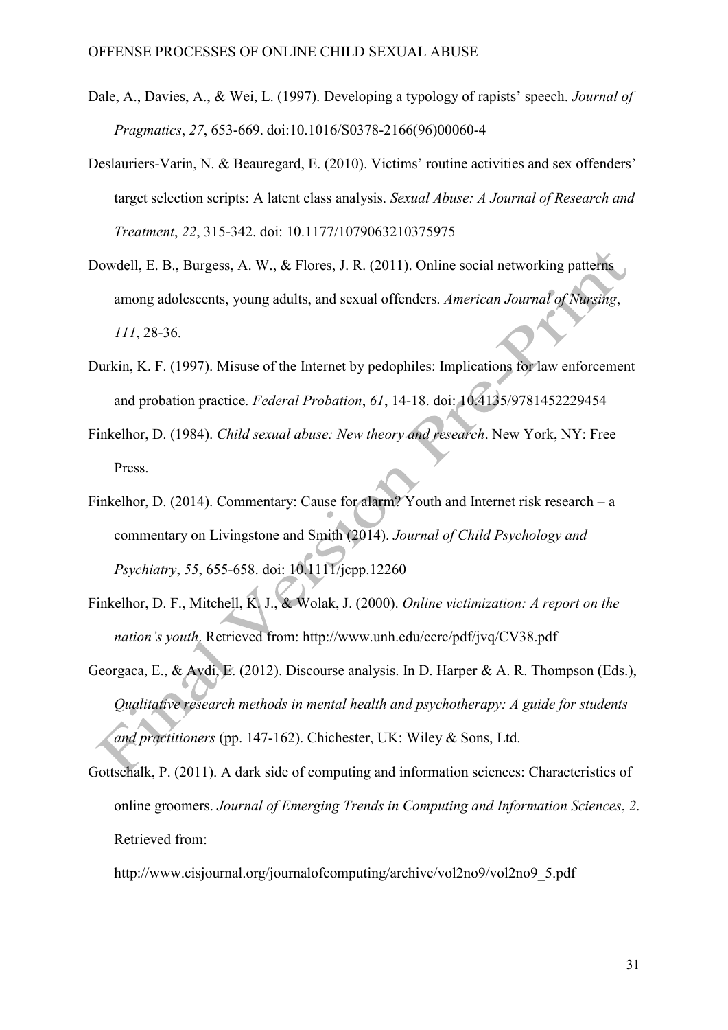Dale, A., Davies, A., & Wei, L. (1997). Developing a typology of rapists' speech. *Journal of Pragmatics*, *27*, 653-669. doi:10.1016/S0378-2166(96)00060-4

Deslauriers-Varin, N. & Beauregard, E. (2010). Victims' routine activities and sex offenders' target selection scripts: A latent class analysis. *Sexual Abuse: A Journal of Research and Treatment*, *22*, 315-342. doi: 10.1177/1079063210375975

Dowdell, E. B., Burgess, A. W., & Flores, J. R. (2011). Online social networking patterns among adolescents, young adults, and sexual offenders. *American Journal of Nursing*, *111*, 28-36.

Durkin, K. F. (1997). Misuse of the Internet by pedophiles: Implications for law enforcement and probation practice. *Federal Probation*, *61*, 14-18. doi: 10.4135/9781452229454

Finkelhor, D. (1984). *Child sexual abuse: New theory and research*. New York, NY: Free Press.

Finkelhor, D. (2014). Commentary: Cause for alarm? Youth and Internet risk research – a commentary on Livingstone and Smith (2014). *Journal of Child Psychology and Psychiatry*, *55*, 655-658. doi: 10.1111/jcpp.12260

Finkelhor, D. F., Mitchell, K. J., & Wolak, J. (2000). *Online victimization: A report on the nation's youth*. Retrieved from: http://www.unh.edu/ccrc/pdf/jvq/CV38.pdf

Georgaca, E., & Avdi, E. (2012). Discourse analysis. In D. Harper & A. R. Thompson (Eds.), *Qualitative research methods in mental health and psychotherapy: A guide for students and practitioners* (pp. 147-162). Chichester, UK: Wiley & Sons, Ltd.

Gottschalk, P. (2011). A dark side of computing and information sciences: Characteristics of online groomers. *Journal of Emerging Trends in Computing and Information Sciences*, *2*. Retrieved from:

http://www.cisjournal.org/journalofcomputing/archive/vol2no9/vol2no9_5.pdf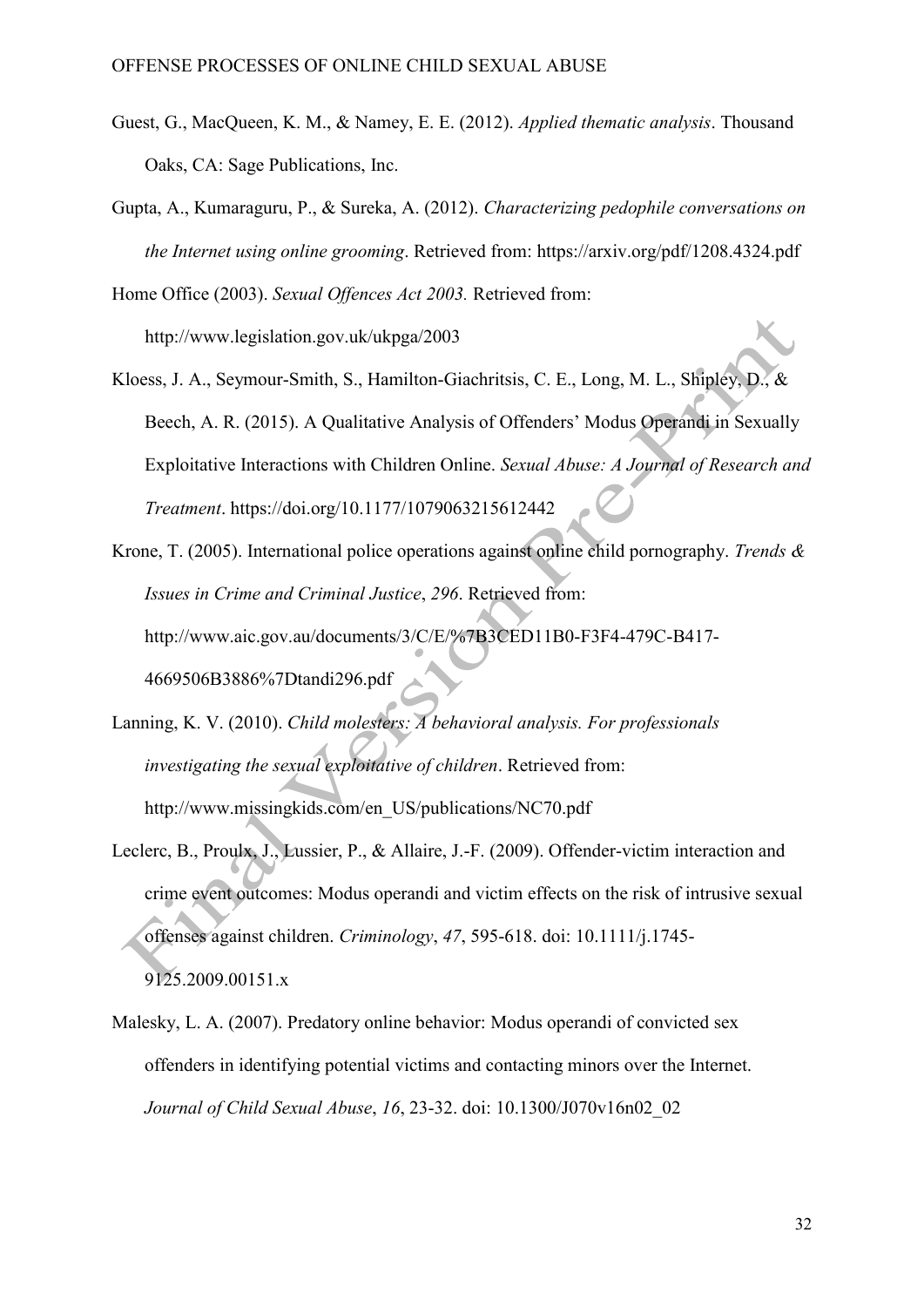Guest, G., MacQueen, K. M., & Namey, E. E. (2012). *Applied thematic analysis*. Thousand Oaks, CA: Sage Publications, Inc.

Gupta, A., Kumaraguru, P., & Sureka, A. (2012). *Characterizing pedophile conversations on the Internet using online grooming*. Retrieved from: https://arxiv.org/pdf/1208.4324.pdf

Home Office (2003). *Sexual Offences Act 2003.* Retrieved from: http://www.legislation.gov.uk/ukpga/2003

Kloess, J. A., Seymour-Smith, S., Hamilton-Giachritsis, C. E., Long, M. L., Shipley, D., & Beech, A. R. (2015). A Qualitative Analysis of Offenders' Modus Operandi in Sexually Exploitative Interactions with Children Online. *Sexual Abuse: A Journal of Research and Treatment*. https://doi.org/10.1177/1079063215612442

Krone, T. (2005). International police operations against online child pornography. *Trends & Issues in Crime and Criminal Justice*, *296*. Retrieved from: http://www.aic.gov.au/documents/3/C/E/%7B3CED11B0-F3F4-479C-B417-4669506B3886%7Dtandi296.pdf

Lanning, K. V. (2010). *Child molesters: A behavioral analysis. For professionals investigating the sexual exploitative of children*. Retrieved from: http://www.missingkids.com/en_US/publications/NC70.pdf

Leclerc, B., Proulx, J., Lussier, P., & Allaire, J.-F. (2009). Offender-victim interaction and crime event outcomes: Modus operandi and victim effects on the risk of intrusive sexual offenses against children. *Criminology*, *47*, 595-618. doi: 10.1111/j.1745-9125.2009.00151.x

Malesky, L. A. (2007). Predatory online behavior: Modus operandi of convicted sex offenders in identifying potential victims and contacting minors over the Internet. *Journal of Child Sexual Abuse*, *16*, 23-32. doi: 10.1300/J070v16n02_02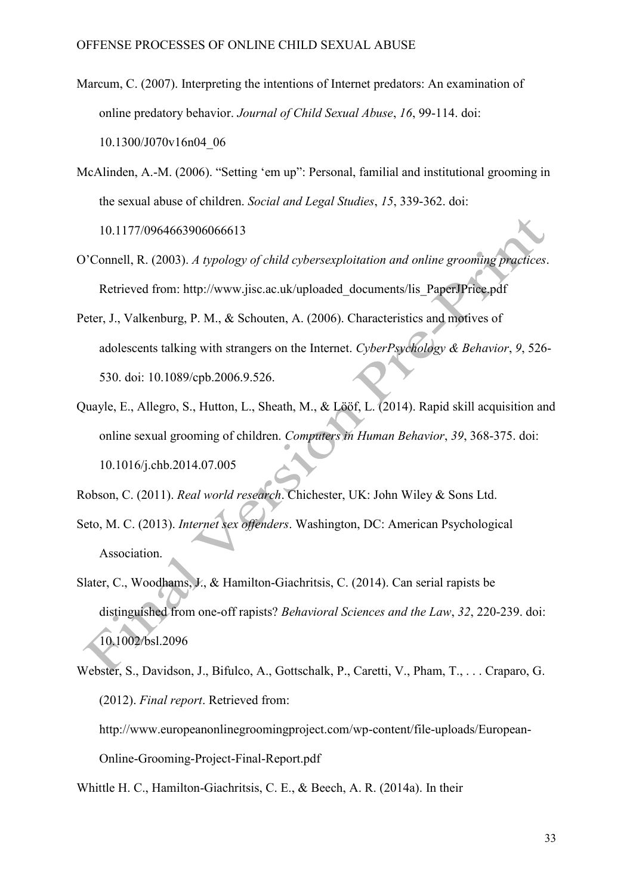Marcum, C. (2007). Interpreting the intentions of Internet predators: An examination of online predatory behavior. *Journal of Child Sexual Abuse*, *16*, 99-114. doi: 10.1300/J070v16n04_06

McAlinden, A.-M. (2006). "Setting 'em up": Personal, familial and institutional grooming in the sexual abuse of children. *Social and Legal Studies*, *15*, 339-362. doi: 10.1177/0964663906066613

O'Connell, R. (2003). *A typology of child cybersexploitation and online grooming practices*. Retrieved from: http://www.jisc.ac.uk/uploaded_documents/lis_PaperJPrice.pdf

Peter, J., Valkenburg, P. M., & Schouten, A. (2006). Characteristics and motives of adolescents talking with strangers on the Internet. *CyberPsychology & Behavior*, *9*, 526-530. doi: 10.1089/cpb.2006.9.526.

Quayle, E., Allegro, S., Hutton, L., Sheath, M., & Lööf, L. (2014). Rapid skill acquisition and online sexual grooming of children. *Computers in Human Behavior*, *39*, 368-375. doi: 10.1016/j.chb.2014.07.005

Robson, C. (2011). *Real world research*. Chichester, UK: John Wiley & Sons Ltd.

Seto, M. C. (2013). *Internet sex offenders*. Washington, DC: American Psychological Association.

Slater, C., Woodhams, J., & Hamilton-Giachritsis, C. (2014). Can serial rapists be distinguished from one-off rapists? *Behavioral Sciences and the Law*, *32*, 220-239. doi: 10.1002/bsl.2096

Webster, S., Davidson, J., Bifulco, A., Gottschalk, P., Caretti, V., Pham, T., . . . Craparo, G. (2012). *Final report*. Retrieved from: http://www.europeanonlinegroomingproject.com/wp-content/file-uploads/European-Online-Grooming-Project-Final-Report.pdf

Whittle H. C., Hamilton-Giachritsis, C. E., & Beech, A. R. (2014a). In their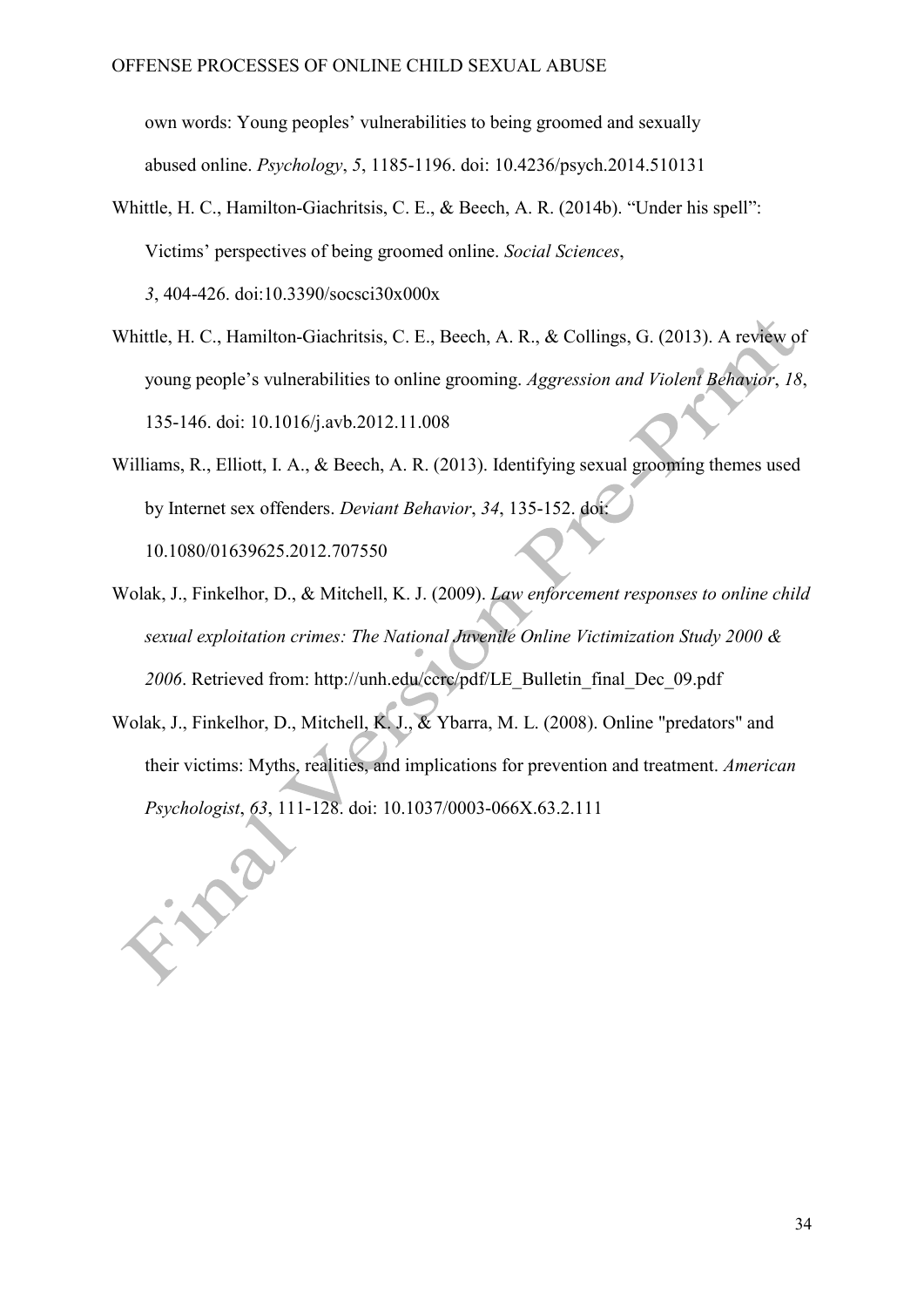own words: Young peoples' vulnerabilities to being groomed and sexually abused online. *Psychology*, *5*, 1185-1196. doi: 10.4236/psych.2014.510131

Whittle, H. C., Hamilton-Giachritsis, C. E., & Beech, A. R. (2014b). "Under his spell": Victims' perspectives of being groomed online. *Social Sciences*, *3*, 404-426. doi:10.3390/socsci30x000x

Whittle, H. C., Hamilton-Giachritsis, C. E., Beech, A. R., & Collings, G. (2013). A review of young people's vulnerabilities to online grooming. *Aggression and Violent Behavior*, *18*, 135-146. doi: 10.1016/j.avb.2012.11.008

Williams, R., Elliott, I. A., & Beech, A. R. (2013). Identifying sexual grooming themes used by Internet sex offenders. *Deviant Behavior*, *34*, 135-152. doi: 10.1080/01639625.2012.707550

Wolak, J., Finkelhor, D., & Mitchell, K. J. (2009). *Law enforcement responses to online child sexual exploitation crimes: The National Juvenile Online Victimization Study 2000 & 2006*. Retrieved from: http://unh.edu/ccrc/pdf/LE_Bulletin_final_Dec_09.pdf

Wolak, J., Finkelhor, D., Mitchell, K. J., & Ybarra, M. L. (2008). Online "predators" and their victims: Myths, realities, and implications for prevention and treatment. *American Psychologist*, *63*, 111-128. doi: 10.1037/0003-066X.63.2.111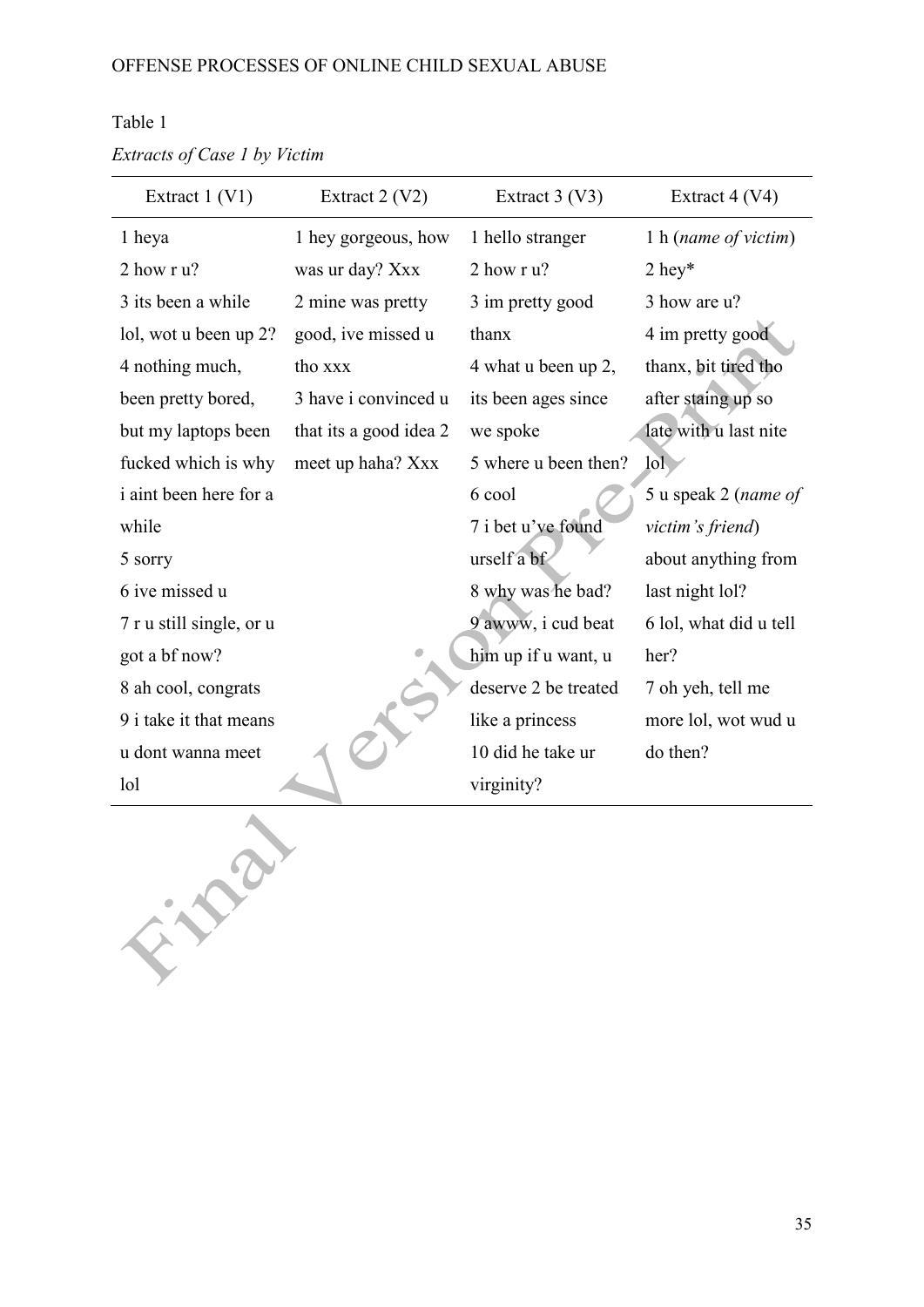Table 1

*Extracts of Case 1 by Victim*

| Extract 1 (V1) | Extract 2 (V2) | Extract 3 (V3) | Extract 4 (V4) |
|---|---|---|---|
| 1 heya | 1 hey gorgeous, how was ur day? Xxx | 1 hello stranger | 1 h (*name of victim*) |
| 2 how r u? | 2 mine was pretty good, ive missed u tho xxx | 2 how r u? | 2 hey* |
| 3 its been a while lol, wot u been up 2? | 3 have i convinced u that its a good idea 2 meet up haha? Xxx | 3 im pretty good thanx | 3 how are u? |
| 4 nothing much, been pretty bored, but my laptops been fucked which is why i aint been here for a while | | 4 what u been up 2, its been ages since we spoke | 4 im pretty good thanx, bit tired tho after staing up so late with u last nite lol |
| 5 sorry | | 5 where u been then? | 5 u speak 2 (*name of victim's friend*) about anything from last night lol? |
| 6 ive missed u | | 6 cool | 6 lol, what did u tell her? |
| 7 r u still single, or u got a bf now? | | 7 i bet u've found urself a bf | 7 oh yeh, tell me more lol, wot wud u do then? |
| 8 ah cool, congrats | | 8 why was he bad? | |
| 9 i take it that means u dont wanna meet lol | | 9 awww, i cud beat him up if u want, u deserve 2 be treated like a princess | |
| | | 10 did he take ur virginity? | |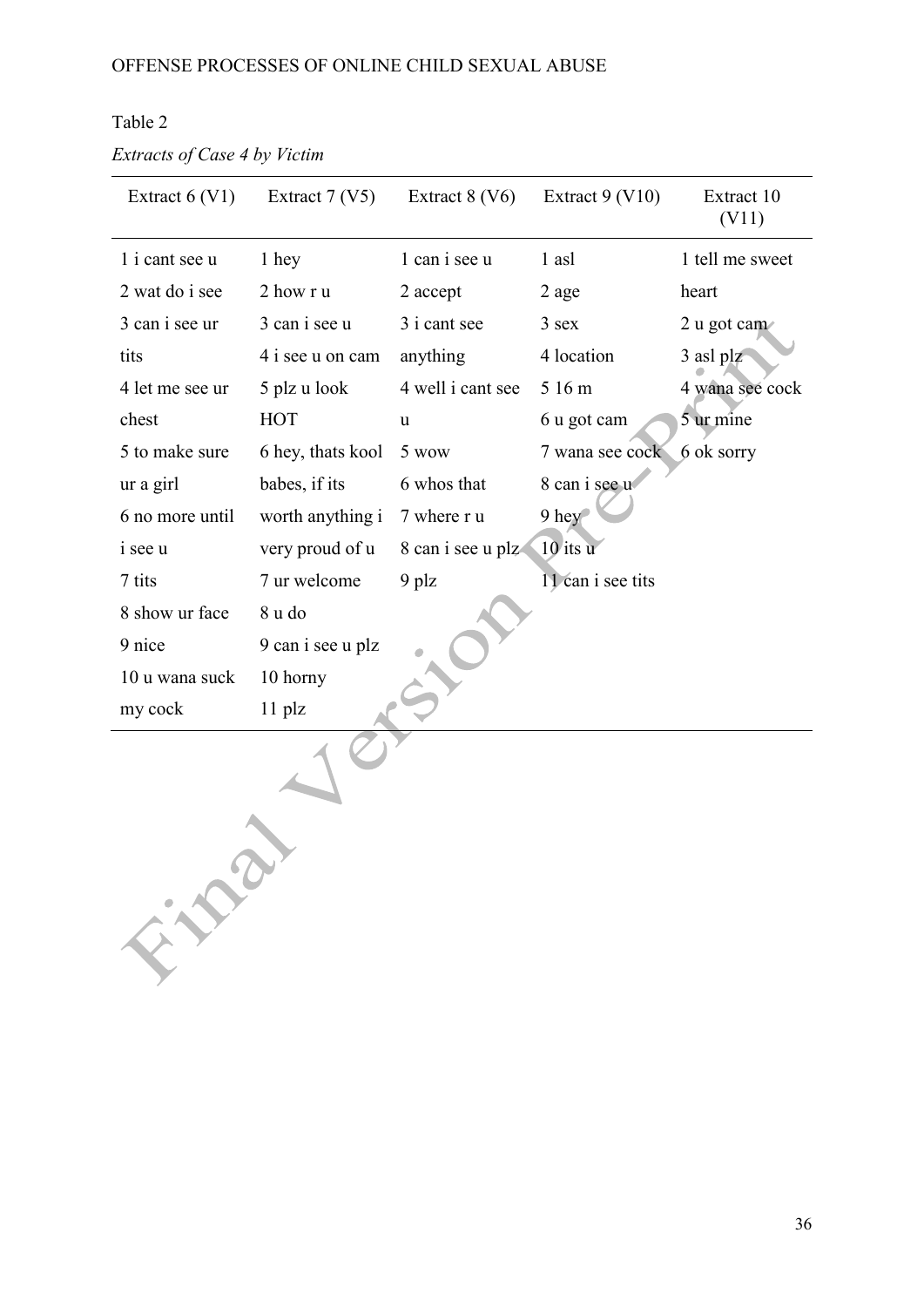Table 2

*Extracts of Case 4 by Victim*

| Extract 6 (V1) | Extract 7 (V5) | Extract 8 (V6) | Extract 9 (V10) | Extract 10 (V11) |
|---|---|---|---|---|
| 1 i cant see u | 1 hey | 1 can i see u | 1 asl | 1 tell me sweet heart |
| 2 wat do i see | 2 how r u | 2 accept | 2 age | 2 u got cam |
| 3 can i see ur tits | 3 can i see u | 3 i cant see anything | 3 sex | 3 asl plz |
| 4 let me see ur chest | 4 i see u on cam | 4 well i cant see u | 4 location | 4 wana see cock |
| 5 to make sure ur a girl | 5 plz u look HOT | 5 wow | 5 16 m | 5 ur mine |
| 6 no more until i see u | 6 hey, thats kool babes, if its worth anything i very proud of u | 6 whos that | 6 u got cam | 6 ok sorry |
| 7 tits | 7 ur welcome | 7 where r u | 7 wana see cock | |
| 8 show ur face | 8 u do | 8 can i see u plz | 8 can i see u | |
| 9 nice | 9 can i see u plz | 9 plz | 9 hey | |
| 10 u wana suck my cock | 10 horny | | 10 its u | |
| | 11 plz | | 11 can i see tits | |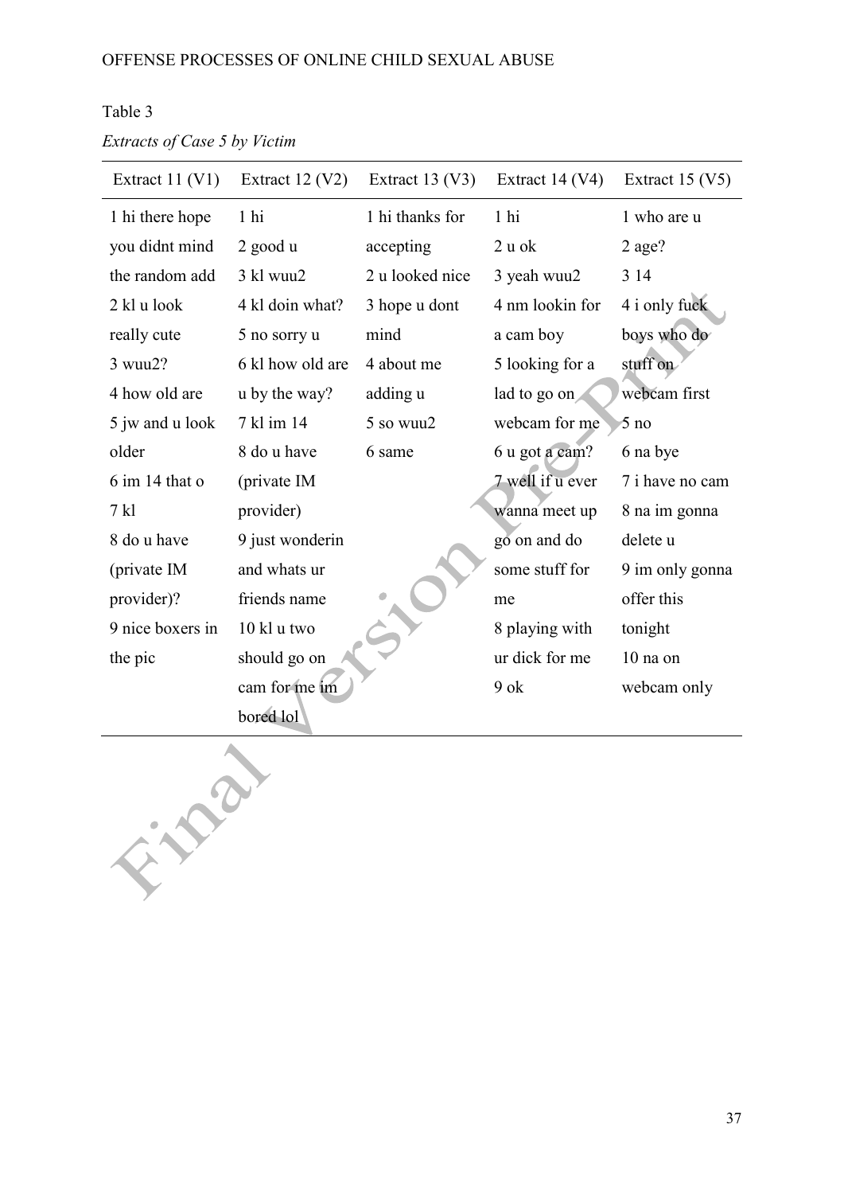Table 3

*Extracts of Case 5 by Victim*

| Extract 11 (V1) | Extract 12 (V2) | Extract 13 (V3) | Extract 14 (V4) | Extract 15 (V5) |
|---|---|---|---|---|
| 1 hi there hope you didnt mind the random add | 1 hi | 1 hi thanks for accepting | 1 hi | 1 who are u |
| 2 kl u look really cute | 2 good u | 2 u looked nice | 2 u ok | 2 age? |
| 3 wuu2? | 3 kl wuu2 | 3 hope u dont mind | 3 yeah wuu2 | 3 14 |
| 4 how old are | 4 kl doin what? | 4 about me adding u | 4 nm lookin for a cam boy | 4 i only fuck boys who do stuff on webcam first |
| 5 jw and u look older | 5 no sorry u | 5 so wuu2 | 5 looking for a lad to go on webcam for me | 5 no |
| 6 im 14 that o | 6 kl how old are u by the way? | 6 same | 6 u got a cam? | 6 na bye |
| 7 kl | 7 kl im 14 | | 7 well if u ever wanna meet up go on and do some stuff for me | 7 i have no cam |
| 8 do u have (private IM provider)? | 8 do u have (private IM provider) | | 8 playing with ur dick for me | 8 na im gonna delete u |
| 9 nice boxers in the pic | 9 just wonderin and whats ur friends name | | 9 ok | 9 im only gonna offer this tonight |
| | 10 kl u two should go on cam for me im bored lol | | | 10 na on webcam only |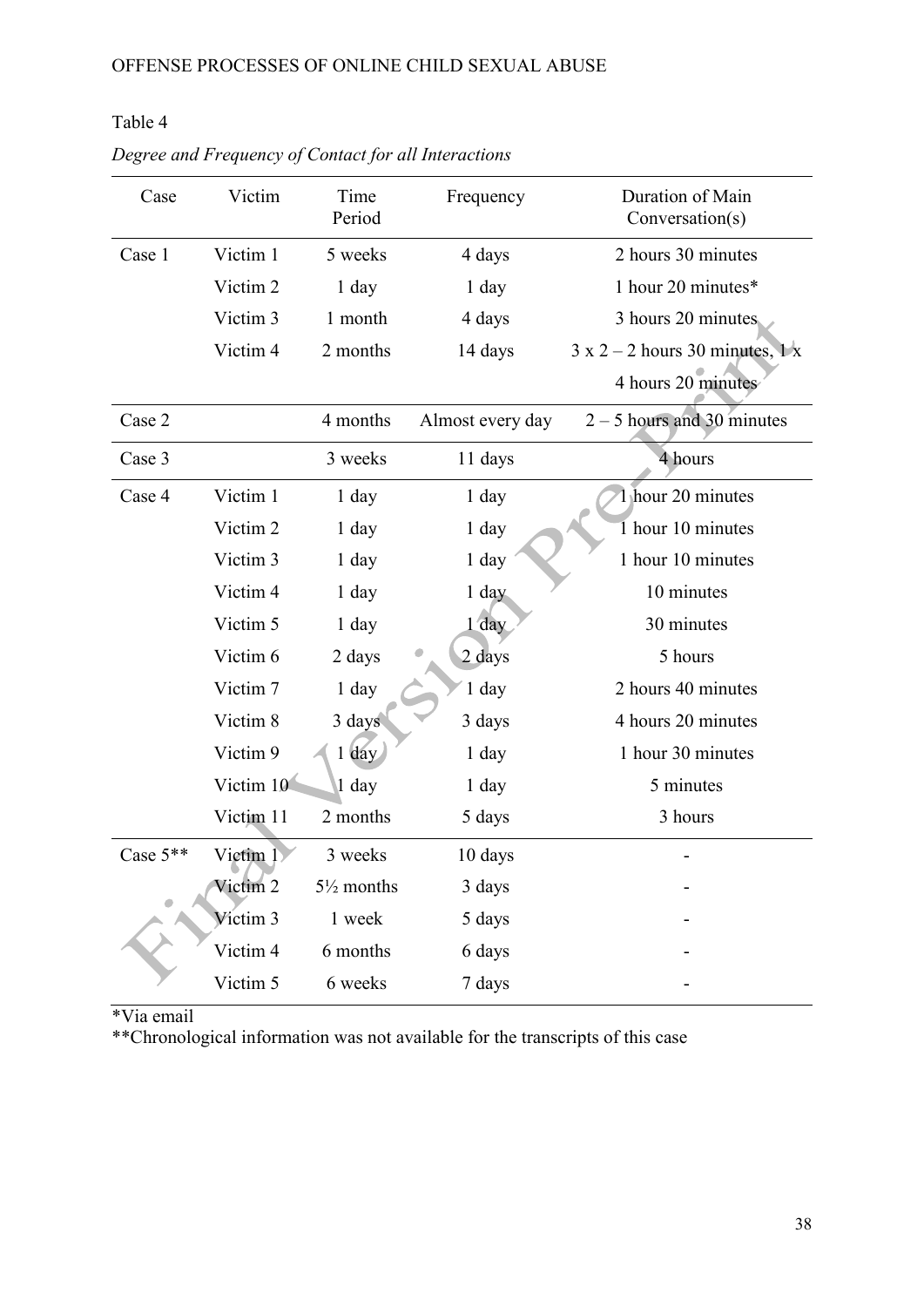Table 4

*Degree and Frequency of Contact for all Interactions*

| Case | Victim | Time Period | Frequency | Duration of Main Conversation(s) |
|---|---|---|---|---|
| Case 1 | Victim 1 | 5 weeks | 4 days | 2 hours 30 minutes |
| | Victim 2 | 1 day | 1 day | 1 hour 20 minutes* |
| | Victim 3 | 1 month | 4 days | 3 hours 20 minutes |
| | Victim 4 | 2 months | 14 days | 3 x 2 – 2 hours 30 minutes, 1 x 4 hours 20 minutes |
| Case 2 | | 4 months | Almost every day | 2 – 5 hours and 30 minutes |
| Case 3 | | 3 weeks | 11 days | 4 hours |
| Case 4 | Victim 1 | 1 day | 1 day | 1 hour 20 minutes |
| | Victim 2 | 1 day | 1 day | 1 hour 10 minutes |
| | Victim 3 | 1 day | 1 day | 1 hour 10 minutes |
| | Victim 4 | 1 day | 1 day | 10 minutes |
| | Victim 5 | 1 day | 1 day | 30 minutes |
| | Victim 6 | 2 days | 2 days | 5 hours |
| | Victim 7 | 1 day | 1 day | 2 hours 40 minutes |
| | Victim 8 | 3 days | 3 days | 4 hours 20 minutes |
| | Victim 9 | 1 day | 1 day | 1 hour 30 minutes |
| | Victim 10 | 1 day | 1 day | 5 minutes |
| | Victim 11 | 2 months | 5 days | 3 hours |
| Case 5** | Victim 1 | 3 weeks | 10 days | - |
| | Victim 2 | 5½ months | 3 days | - |
| | Victim 3 | 1 week | 5 days | - |
| | Victim 4 | 6 months | 6 days | - |
| | Victim 5 | 6 weeks | 7 days | - |

*Via email

**Chronological information was not available for the transcripts of this case